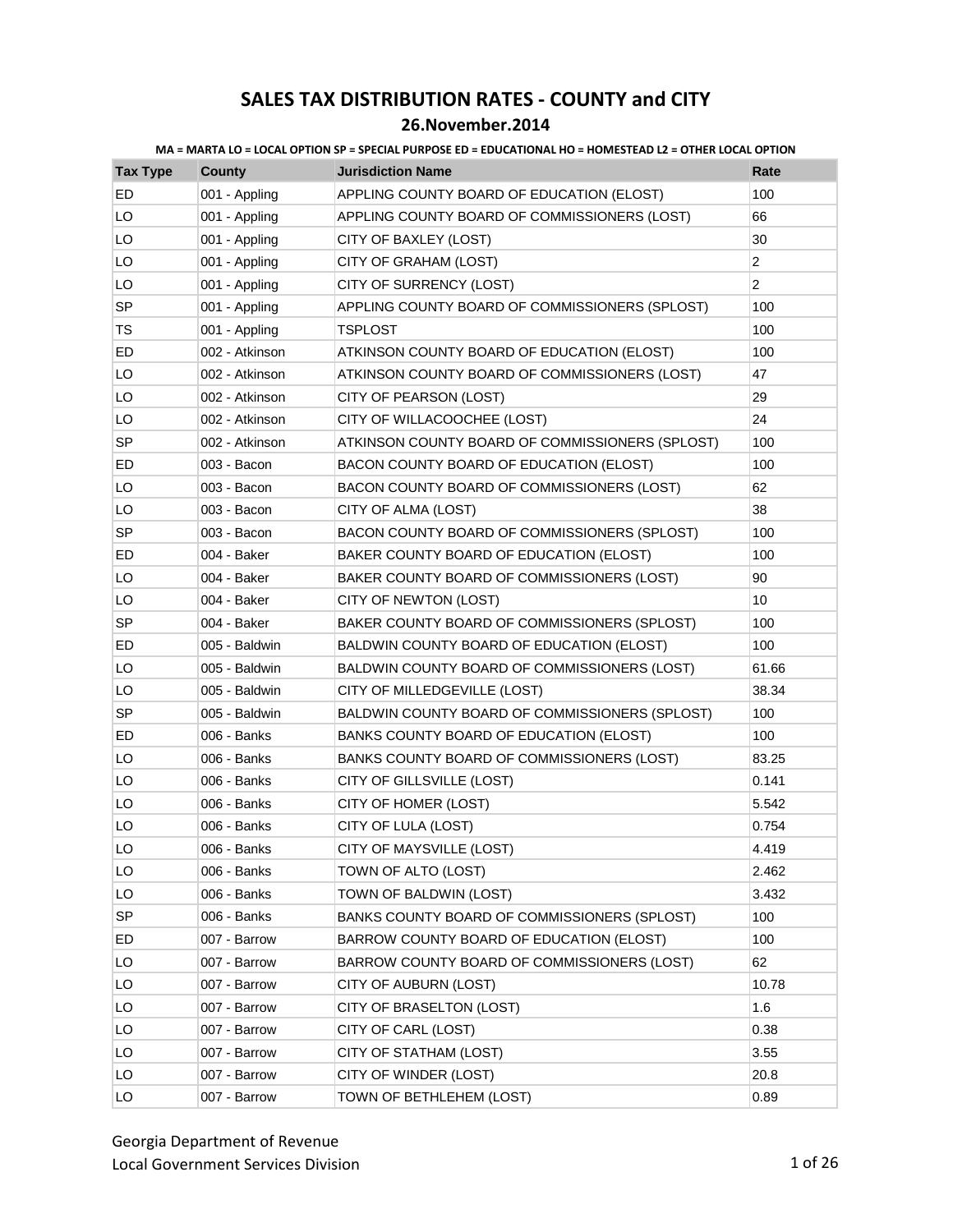# SALES TAX DISTRIBUTION RATES - COUNTY and CITY

## 26.November.2014

**MA = MARTA LO = LOCAL OPTION SP = SPECIAL PURPOSE ED = EDUCATIONAL HO = HOMESTEAD L2 = OTHER LOCAL OPTION**

| Tax Type | County | Jurisdiction Name | Rate |
|---|---|---|---|
| ED | 001 - Appling | APPLING COUNTY BOARD OF EDUCATION (ELOST) | 100 |
| LO | 001 - Appling | APPLING COUNTY BOARD OF COMMISSIONERS (LOST) | 66 |
| LO | 001 - Appling | CITY OF BAXLEY (LOST) | 30 |
| LO | 001 - Appling | CITY OF GRAHAM (LOST) | 2 |
| LO | 001 - Appling | CITY OF SURRENCY (LOST) | 2 |
| SP | 001 - Appling | APPLING COUNTY BOARD OF COMMISSIONERS (SPLOST) | 100 |
| TS | 001 - Appling | TSPLOST | 100 |
| ED | 002 - Atkinson | ATKINSON COUNTY BOARD OF EDUCATION (ELOST) | 100 |
| LO | 002 - Atkinson | ATKINSON COUNTY BOARD OF COMMISSIONERS (LOST) | 47 |
| LO | 002 - Atkinson | CITY OF PEARSON (LOST) | 29 |
| LO | 002 - Atkinson | CITY OF WILLACOOCHEE (LOST) | 24 |
| SP | 002 - Atkinson | ATKINSON COUNTY BOARD OF COMMISSIONERS (SPLOST) | 100 |
| ED | 003 - Bacon | BACON COUNTY BOARD OF EDUCATION (ELOST) | 100 |
| LO | 003 - Bacon | BACON COUNTY BOARD OF COMMISSIONERS (LOST) | 62 |
| LO | 003 - Bacon | CITY OF ALMA (LOST) | 38 |
| SP | 003 - Bacon | BACON COUNTY BOARD OF COMMISSIONERS (SPLOST) | 100 |
| ED | 004 - Baker | BAKER COUNTY BOARD OF EDUCATION (ELOST) | 100 |
| LO | 004 - Baker | BAKER COUNTY BOARD OF COMMISSIONERS (LOST) | 90 |
| LO | 004 - Baker | CITY OF NEWTON (LOST) | 10 |
| SP | 004 - Baker | BAKER COUNTY BOARD OF COMMISSIONERS (SPLOST) | 100 |
| ED | 005 - Baldwin | BALDWIN COUNTY BOARD OF EDUCATION (ELOST) | 100 |
| LO | 005 - Baldwin | BALDWIN COUNTY BOARD OF COMMISSIONERS (LOST) | 61.66 |
| LO | 005 - Baldwin | CITY OF MILLEDGEVILLE (LOST) | 38.34 |
| SP | 005 - Baldwin | BALDWIN COUNTY BOARD OF COMMISSIONERS (SPLOST) | 100 |
| ED | 006 - Banks | BANKS COUNTY BOARD OF EDUCATION (ELOST) | 100 |
| LO | 006 - Banks | BANKS COUNTY BOARD OF COMMISSIONERS (LOST) | 83.25 |
| LO | 006 - Banks | CITY OF GILLSVILLE (LOST) | 0.141 |
| LO | 006 - Banks | CITY OF HOMER (LOST) | 5.542 |
| LO | 006 - Banks | CITY OF LULA (LOST) | 0.754 |
| LO | 006 - Banks | CITY OF MAYSVILLE (LOST) | 4.419 |
| LO | 006 - Banks | TOWN OF ALTO (LOST) | 2.462 |
| LO | 006 - Banks | TOWN OF BALDWIN (LOST) | 3.432 |
| SP | 006 - Banks | BANKS COUNTY BOARD OF COMMISSIONERS (SPLOST) | 100 |
| ED | 007 - Barrow | BARROW COUNTY BOARD OF EDUCATION (ELOST) | 100 |
| LO | 007 - Barrow | BARROW COUNTY BOARD OF COMMISSIONERS (LOST) | 62 |
| LO | 007 - Barrow | CITY OF AUBURN (LOST) | 10.78 |
| LO | 007 - Barrow | CITY OF BRASELTON (LOST) | 1.6 |
| LO | 007 - Barrow | CITY OF CARL (LOST) | 0.38 |
| LO | 007 - Barrow | CITY OF STATHAM (LOST) | 3.55 |
| LO | 007 - Barrow | CITY OF WINDER (LOST) | 20.8 |
| LO | 007 - Barrow | TOWN OF BETHLEHEM (LOST) | 0.89 |

Georgia Department of Revenue
Local Government Services Division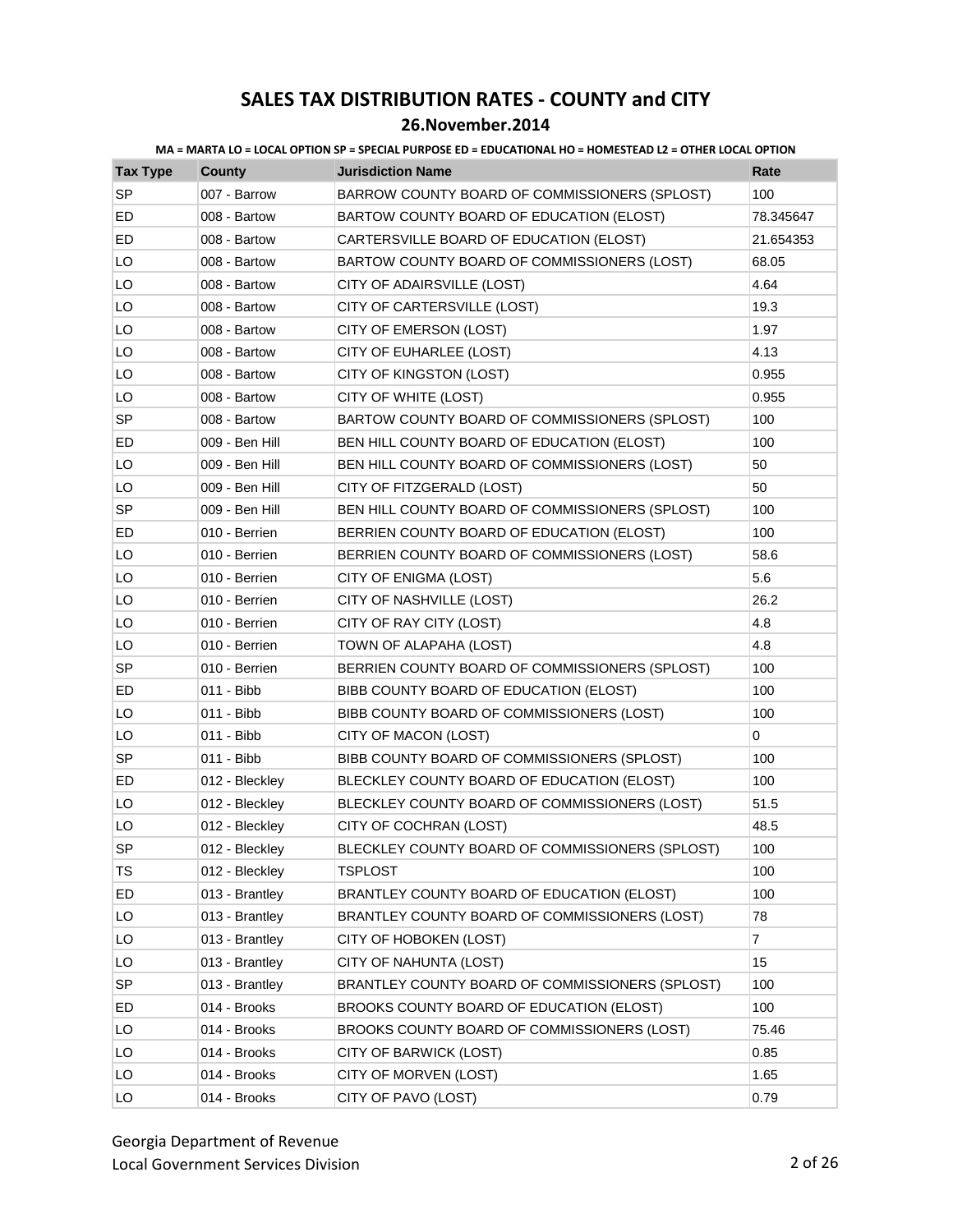# SALES TAX DISTRIBUTION RATES - COUNTY and CITY

## 26.November.2014

**MA = MARTA LO = LOCAL OPTION SP = SPECIAL PURPOSE ED = EDUCATIONAL HO = HOMESTEAD L2 = OTHER LOCAL OPTION**

| Tax Type | County | Jurisdiction Name | Rate |
|---|---|---|---|
| SP | 007 - Barrow | BARROW COUNTY BOARD OF COMMISSIONERS (SPLOST) | 100 |
| ED | 008 - Bartow | BARTOW COUNTY BOARD OF EDUCATION (ELOST) | 78.345647 |
| ED | 008 - Bartow | CARTERSVILLE BOARD OF EDUCATION (ELOST) | 21.654353 |
| LO | 008 - Bartow | BARTOW COUNTY BOARD OF COMMISSIONERS (LOST) | 68.05 |
| LO | 008 - Bartow | CITY OF ADAIRSVILLE (LOST) | 4.64 |
| LO | 008 - Bartow | CITY OF CARTERSVILLE (LOST) | 19.3 |
| LO | 008 - Bartow | CITY OF EMERSON (LOST) | 1.97 |
| LO | 008 - Bartow | CITY OF EUHARLEE (LOST) | 4.13 |
| LO | 008 - Bartow | CITY OF KINGSTON (LOST) | 0.955 |
| LO | 008 - Bartow | CITY OF WHITE (LOST) | 0.955 |
| SP | 008 - Bartow | BARTOW COUNTY BOARD OF COMMISSIONERS (SPLOST) | 100 |
| ED | 009 - Ben Hill | BEN HILL COUNTY BOARD OF EDUCATION (ELOST) | 100 |
| LO | 009 - Ben Hill | BEN HILL COUNTY BOARD OF COMMISSIONERS (LOST) | 50 |
| LO | 009 - Ben Hill | CITY OF FITZGERALD (LOST) | 50 |
| SP | 009 - Ben Hill | BEN HILL COUNTY BOARD OF COMMISSIONERS (SPLOST) | 100 |
| ED | 010 - Berrien | BERRIEN COUNTY BOARD OF EDUCATION (ELOST) | 100 |
| LO | 010 - Berrien | BERRIEN COUNTY BOARD OF COMMISSIONERS (LOST) | 58.6 |
| LO | 010 - Berrien | CITY OF ENIGMA (LOST) | 5.6 |
| LO | 010 - Berrien | CITY OF NASHVILLE (LOST) | 26.2 |
| LO | 010 - Berrien | CITY OF RAY CITY (LOST) | 4.8 |
| LO | 010 - Berrien | TOWN OF ALAPAHA (LOST) | 4.8 |
| SP | 010 - Berrien | BERRIEN COUNTY BOARD OF COMMISSIONERS (SPLOST) | 100 |
| ED | 011 - Bibb | BIBB COUNTY BOARD OF EDUCATION (ELOST) | 100 |
| LO | 011 - Bibb | BIBB COUNTY BOARD OF COMMISSIONERS (LOST) | 100 |
| LO | 011 - Bibb | CITY OF MACON (LOST) | 0 |
| SP | 011 - Bibb | BIBB COUNTY BOARD OF COMMISSIONERS (SPLOST) | 100 |
| ED | 012 - Bleckley | BLECKLEY COUNTY BOARD OF EDUCATION (ELOST) | 100 |
| LO | 012 - Bleckley | BLECKLEY COUNTY BOARD OF COMMISSIONERS (LOST) | 51.5 |
| LO | 012 - Bleckley | CITY OF COCHRAN (LOST) | 48.5 |
| SP | 012 - Bleckley | BLECKLEY COUNTY BOARD OF COMMISSIONERS (SPLOST) | 100 |
| TS | 012 - Bleckley | TSPLOST | 100 |
| ED | 013 - Brantley | BRANTLEY COUNTY BOARD OF EDUCATION (ELOST) | 100 |
| LO | 013 - Brantley | BRANTLEY COUNTY BOARD OF COMMISSIONERS (LOST) | 78 |
| LO | 013 - Brantley | CITY OF HOBOKEN (LOST) | 7 |
| LO | 013 - Brantley | CITY OF NAHUNTA (LOST) | 15 |
| SP | 013 - Brantley | BRANTLEY COUNTY BOARD OF COMMISSIONERS (SPLOST) | 100 |
| ED | 014 - Brooks | BROOKS COUNTY BOARD OF EDUCATION (ELOST) | 100 |
| LO | 014 - Brooks | BROOKS COUNTY BOARD OF COMMISSIONERS (LOST) | 75.46 |
| LO | 014 - Brooks | CITY OF BARWICK (LOST) | 0.85 |
| LO | 014 - Brooks | CITY OF MORVEN (LOST) | 1.65 |
| LO | 014 - Brooks | CITY OF PAVO (LOST) | 0.79 |

Georgia Department of Revenue
Local Government Services Division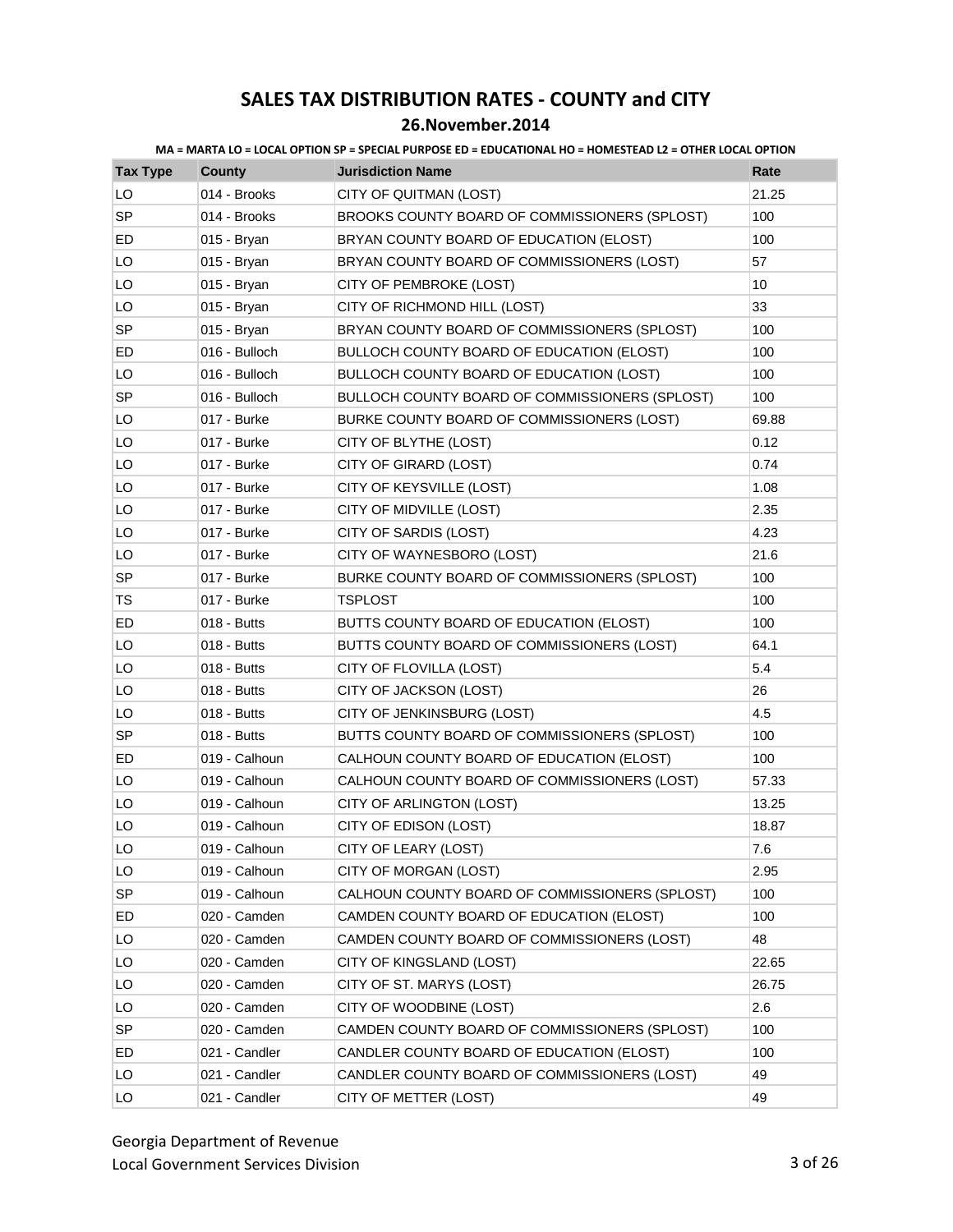# SALES TAX DISTRIBUTION RATES - COUNTY and CITY

## 26.November.2014

MA = MARTA LO = LOCAL OPTION SP = SPECIAL PURPOSE ED = EDUCATIONAL HO = HOMESTEAD L2 = OTHER LOCAL OPTION

| Tax Type | County | Jurisdiction Name | Rate |
|---|---|---|---|
| LO | 014 - Brooks | CITY OF QUITMAN (LOST) | 21.25 |
| SP | 014 - Brooks | BROOKS COUNTY BOARD OF COMMISSIONERS (SPLOST) | 100 |
| ED | 015 - Bryan | BRYAN COUNTY BOARD OF EDUCATION (ELOST) | 100 |
| LO | 015 - Bryan | BRYAN COUNTY BOARD OF COMMISSIONERS (LOST) | 57 |
| LO | 015 - Bryan | CITY OF PEMBROKE (LOST) | 10 |
| LO | 015 - Bryan | CITY OF RICHMOND HILL (LOST) | 33 |
| SP | 015 - Bryan | BRYAN COUNTY BOARD OF COMMISSIONERS (SPLOST) | 100 |
| ED | 016 - Bulloch | BULLOCH COUNTY BOARD OF EDUCATION (ELOST) | 100 |
| LO | 016 - Bulloch | BULLOCH COUNTY BOARD OF EDUCATION (LOST) | 100 |
| SP | 016 - Bulloch | BULLOCH COUNTY BOARD OF COMMISSIONERS (SPLOST) | 100 |
| LO | 017 - Burke | BURKE COUNTY BOARD OF COMMISSIONERS (LOST) | 69.88 |
| LO | 017 - Burke | CITY OF BLYTHE (LOST) | 0.12 |
| LO | 017 - Burke | CITY OF GIRARD (LOST) | 0.74 |
| LO | 017 - Burke | CITY OF KEYSVILLE (LOST) | 1.08 |
| LO | 017 - Burke | CITY OF MIDVILLE (LOST) | 2.35 |
| LO | 017 - Burke | CITY OF SARDIS (LOST) | 4.23 |
| LO | 017 - Burke | CITY OF WAYNESBORO (LOST) | 21.6 |
| SP | 017 - Burke | BURKE COUNTY BOARD OF COMMISSIONERS (SPLOST) | 100 |
| TS | 017 - Burke | TSPLOST | 100 |
| ED | 018 - Butts | BUTTS COUNTY BOARD OF EDUCATION (ELOST) | 100 |
| LO | 018 - Butts | BUTTS COUNTY BOARD OF COMMISSIONERS (LOST) | 64.1 |
| LO | 018 - Butts | CITY OF FLOVILLA (LOST) | 5.4 |
| LO | 018 - Butts | CITY OF JACKSON (LOST) | 26 |
| LO | 018 - Butts | CITY OF JENKINSBURG (LOST) | 4.5 |
| SP | 018 - Butts | BUTTS COUNTY BOARD OF COMMISSIONERS (SPLOST) | 100 |
| ED | 019 - Calhoun | CALHOUN COUNTY BOARD OF EDUCATION (ELOST) | 100 |
| LO | 019 - Calhoun | CALHOUN COUNTY BOARD OF COMMISSIONERS (LOST) | 57.33 |
| LO | 019 - Calhoun | CITY OF ARLINGTON (LOST) | 13.25 |
| LO | 019 - Calhoun | CITY OF EDISON (LOST) | 18.87 |
| LO | 019 - Calhoun | CITY OF LEARY (LOST) | 7.6 |
| LO | 019 - Calhoun | CITY OF MORGAN (LOST) | 2.95 |
| SP | 019 - Calhoun | CALHOUN COUNTY BOARD OF COMMISSIONERS (SPLOST) | 100 |
| ED | 020 - Camden | CAMDEN COUNTY BOARD OF EDUCATION (ELOST) | 100 |
| LO | 020 - Camden | CAMDEN COUNTY BOARD OF COMMISSIONERS (LOST) | 48 |
| LO | 020 - Camden | CITY OF KINGSLAND (LOST) | 22.65 |
| LO | 020 - Camden | CITY OF ST. MARYS (LOST) | 26.75 |
| LO | 020 - Camden | CITY OF WOODBINE (LOST) | 2.6 |
| SP | 020 - Camden | CAMDEN COUNTY BOARD OF COMMISSIONERS (SPLOST) | 100 |
| ED | 021 - Candler | CANDLER COUNTY BOARD OF EDUCATION (ELOST) | 100 |
| LO | 021 - Candler | CANDLER COUNTY BOARD OF COMMISSIONERS (LOST) | 49 |
| LO | 021 - Candler | CITY OF METTER (LOST) | 49 |

Georgia Department of Revenue
Local Government Services Division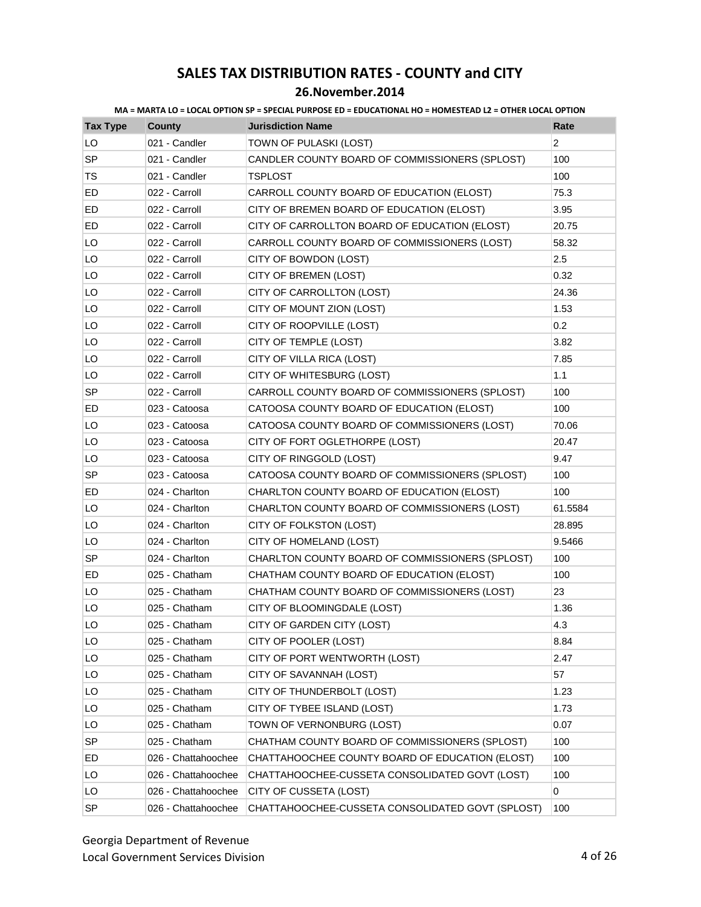# SALES TAX DISTRIBUTION RATES - COUNTY and CITY

## 26.November.2014

**MA = MARTA LO = LOCAL OPTION SP = SPECIAL PURPOSE ED = EDUCATIONAL HO = HOMESTEAD L2 = OTHER LOCAL OPTION**

| Tax Type | County | Jurisdiction Name | Rate |
|---|---|---|---|
| LO | 021 - Candler | TOWN OF PULASKI (LOST) | 2 |
| SP | 021 - Candler | CANDLER COUNTY BOARD OF COMMISSIONERS (SPLOST) | 100 |
| TS | 021 - Candler | TSPLOST | 100 |
| ED | 022 - Carroll | CARROLL COUNTY BOARD OF EDUCATION (ELOST) | 75.3 |
| ED | 022 - Carroll | CITY OF BREMEN BOARD OF EDUCATION (ELOST) | 3.95 |
| ED | 022 - Carroll | CITY OF CARROLLTON BOARD OF EDUCATION (ELOST) | 20.75 |
| LO | 022 - Carroll | CARROLL COUNTY BOARD OF COMMISSIONERS (LOST) | 58.32 |
| LO | 022 - Carroll | CITY OF BOWDON (LOST) | 2.5 |
| LO | 022 - Carroll | CITY OF BREMEN (LOST) | 0.32 |
| LO | 022 - Carroll | CITY OF CARROLLTON (LOST) | 24.36 |
| LO | 022 - Carroll | CITY OF MOUNT ZION (LOST) | 1.53 |
| LO | 022 - Carroll | CITY OF ROOPVILLE (LOST) | 0.2 |
| LO | 022 - Carroll | CITY OF TEMPLE (LOST) | 3.82 |
| LO | 022 - Carroll | CITY OF VILLA RICA (LOST) | 7.85 |
| LO | 022 - Carroll | CITY OF WHITESBURG (LOST) | 1.1 |
| SP | 022 - Carroll | CARROLL COUNTY BOARD OF COMMISSIONERS (SPLOST) | 100 |
| ED | 023 - Catoosa | CATOOSA COUNTY BOARD OF EDUCATION (ELOST) | 100 |
| LO | 023 - Catoosa | CATOOSA COUNTY BOARD OF COMMISSIONERS (LOST) | 70.06 |
| LO | 023 - Catoosa | CITY OF FORT OGLETHORPE (LOST) | 20.47 |
| LO | 023 - Catoosa | CITY OF RINGGOLD (LOST) | 9.47 |
| SP | 023 - Catoosa | CATOOSA COUNTY BOARD OF COMMISSIONERS (SPLOST) | 100 |
| ED | 024 - Charlton | CHARLTON COUNTY BOARD OF EDUCATION (ELOST) | 100 |
| LO | 024 - Charlton | CHARLTON COUNTY BOARD OF COMMISSIONERS (LOST) | 61.5584 |
| LO | 024 - Charlton | CITY OF FOLKSTON (LOST) | 28.895 |
| LO | 024 - Charlton | CITY OF HOMELAND (LOST) | 9.5466 |
| SP | 024 - Charlton | CHARLTON COUNTY BOARD OF COMMISSIONERS (SPLOST) | 100 |
| ED | 025 - Chatham | CHATHAM COUNTY BOARD OF EDUCATION (ELOST) | 100 |
| LO | 025 - Chatham | CHATHAM COUNTY BOARD OF COMMISSIONERS (LOST) | 23 |
| LO | 025 - Chatham | CITY OF BLOOMINGDALE (LOST) | 1.36 |
| LO | 025 - Chatham | CITY OF GARDEN CITY (LOST) | 4.3 |
| LO | 025 - Chatham | CITY OF POOLER (LOST) | 8.84 |
| LO | 025 - Chatham | CITY OF PORT WENTWORTH (LOST) | 2.47 |
| LO | 025 - Chatham | CITY OF SAVANNAH (LOST) | 57 |
| LO | 025 - Chatham | CITY OF THUNDERBOLT (LOST) | 1.23 |
| LO | 025 - Chatham | CITY OF TYBEE ISLAND (LOST) | 1.73 |
| LO | 025 - Chatham | TOWN OF VERNONBURG (LOST) | 0.07 |
| SP | 025 - Chatham | CHATHAM COUNTY BOARD OF COMMISSIONERS (SPLOST) | 100 |
| ED | 026 - Chattahoochee | CHATTAHOOCHEE COUNTY BOARD OF EDUCATION (ELOST) | 100 |
| LO | 026 - Chattahoochee | CHATTAHOOCHEE-CUSSETA CONSOLIDATED GOVT (LOST) | 100 |
| LO | 026 - Chattahoochee | CITY OF CUSSETA (LOST) | 0 |
| SP | 026 - Chattahoochee | CHATTAHOOCHEE-CUSSETA CONSOLIDATED GOVT (SPLOST) | 100 |

Georgia Department of Revenue
Local Government Services Division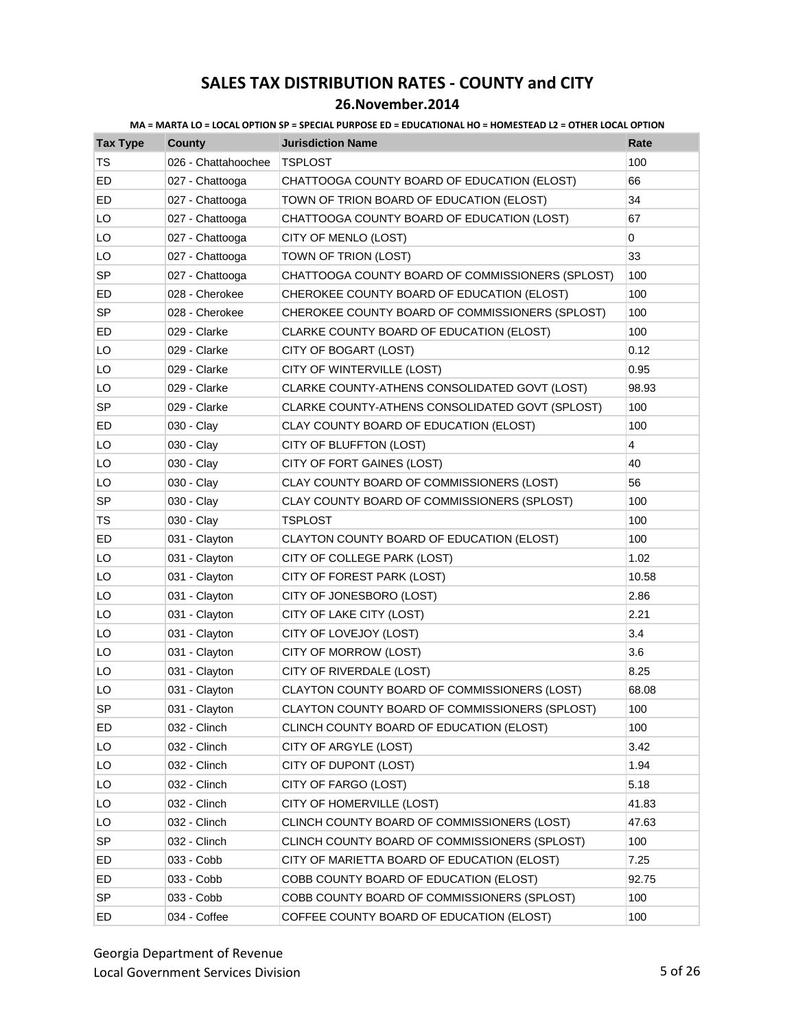# SALES TAX DISTRIBUTION RATES - COUNTY and CITY

## 26.November.2014

**MA = MARTA LO = LOCAL OPTION SP = SPECIAL PURPOSE ED = EDUCATIONAL HO = HOMESTEAD L2 = OTHER LOCAL OPTION**

| Tax Type | County | Jurisdiction Name | Rate |
|---|---|---|---|
| TS | 026 - Chattahoochee | TSPLOST | 100 |
| ED | 027 - Chattooga | CHATTOOGA COUNTY BOARD OF EDUCATION (ELOST) | 66 |
| ED | 027 - Chattooga | TOWN OF TRION BOARD OF EDUCATION (ELOST) | 34 |
| LO | 027 - Chattooga | CHATTOOGA COUNTY BOARD OF EDUCATION (LOST) | 67 |
| LO | 027 - Chattooga | CITY OF MENLO (LOST) | 0 |
| LO | 027 - Chattooga | TOWN OF TRION (LOST) | 33 |
| SP | 027 - Chattooga | CHATTOOGA COUNTY BOARD OF COMMISSIONERS (SPLOST) | 100 |
| ED | 028 - Cherokee | CHEROKEE COUNTY BOARD OF EDUCATION (ELOST) | 100 |
| SP | 028 - Cherokee | CHEROKEE COUNTY BOARD OF COMMISSIONERS (SPLOST) | 100 |
| ED | 029 - Clarke | CLARKE COUNTY BOARD OF EDUCATION (ELOST) | 100 |
| LO | 029 - Clarke | CITY OF BOGART (LOST) | 0.12 |
| LO | 029 - Clarke | CITY OF WINTERVILLE (LOST) | 0.95 |
| LO | 029 - Clarke | CLARKE COUNTY-ATHENS CONSOLIDATED GOVT (LOST) | 98.93 |
| SP | 029 - Clarke | CLARKE COUNTY-ATHENS CONSOLIDATED GOVT (SPLOST) | 100 |
| ED | 030 - Clay | CLAY COUNTY BOARD OF EDUCATION (ELOST) | 100 |
| LO | 030 - Clay | CITY OF BLUFFTON (LOST) | 4 |
| LO | 030 - Clay | CITY OF FORT GAINES (LOST) | 40 |
| LO | 030 - Clay | CLAY COUNTY BOARD OF COMMISSIONERS (LOST) | 56 |
| SP | 030 - Clay | CLAY COUNTY BOARD OF COMMISSIONERS (SPLOST) | 100 |
| TS | 030 - Clay | TSPLOST | 100 |
| ED | 031 - Clayton | CLAYTON COUNTY BOARD OF EDUCATION (ELOST) | 100 |
| LO | 031 - Clayton | CITY OF COLLEGE PARK (LOST) | 1.02 |
| LO | 031 - Clayton | CITY OF FOREST PARK (LOST) | 10.58 |
| LO | 031 - Clayton | CITY OF JONESBORO (LOST) | 2.86 |
| LO | 031 - Clayton | CITY OF LAKE CITY (LOST) | 2.21 |
| LO | 031 - Clayton | CITY OF LOVEJOY (LOST) | 3.4 |
| LO | 031 - Clayton | CITY OF MORROW (LOST) | 3.6 |
| LO | 031 - Clayton | CITY OF RIVERDALE (LOST) | 8.25 |
| LO | 031 - Clayton | CLAYTON COUNTY BOARD OF COMMISSIONERS (LOST) | 68.08 |
| SP | 031 - Clayton | CLAYTON COUNTY BOARD OF COMMISSIONERS (SPLOST) | 100 |
| ED | 032 - Clinch | CLINCH COUNTY BOARD OF EDUCATION (ELOST) | 100 |
| LO | 032 - Clinch | CITY OF ARGYLE (LOST) | 3.42 |
| LO | 032 - Clinch | CITY OF DUPONT (LOST) | 1.94 |
| LO | 032 - Clinch | CITY OF FARGO (LOST) | 5.18 |
| LO | 032 - Clinch | CITY OF HOMERVILLE (LOST) | 41.83 |
| LO | 032 - Clinch | CLINCH COUNTY BOARD OF COMMISSIONERS (LOST) | 47.63 |
| SP | 032 - Clinch | CLINCH COUNTY BOARD OF COMMISSIONERS (SPLOST) | 100 |
| ED | 033 - Cobb | CITY OF MARIETTA BOARD OF EDUCATION (ELOST) | 7.25 |
| ED | 033 - Cobb | COBB COUNTY BOARD OF EDUCATION (ELOST) | 92.75 |
| SP | 033 - Cobb | COBB COUNTY BOARD OF COMMISSIONERS (SPLOST) | 100 |
| ED | 034 - Coffee | COFFEE COUNTY BOARD OF EDUCATION (ELOST) | 100 |

Georgia Department of Revenue
Local Government Services Division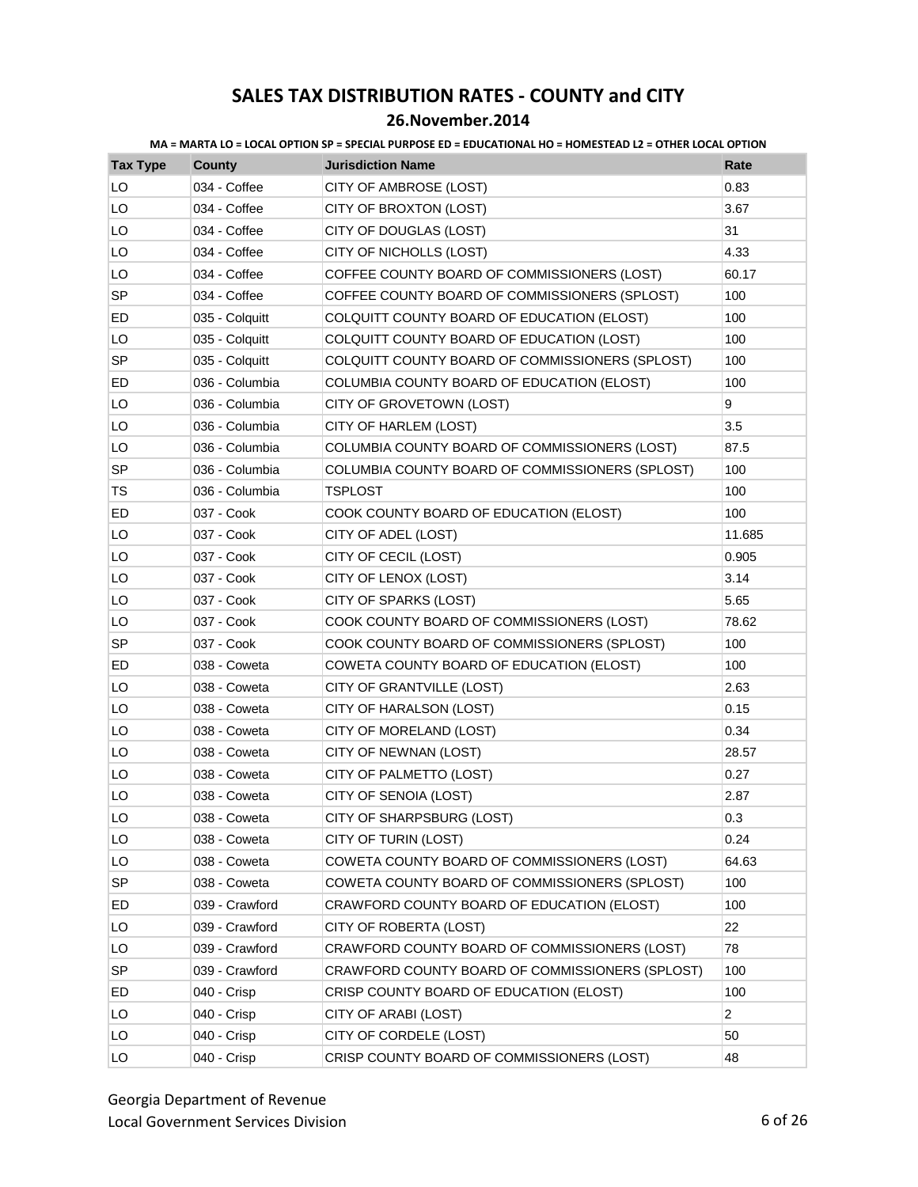# SALES TAX DISTRIBUTION RATES - COUNTY and CITY

## 26.November.2014

**MA = MARTA LO = LOCAL OPTION SP = SPECIAL PURPOSE ED = EDUCATIONAL HO = HOMESTEAD L2 = OTHER LOCAL OPTION**

| Tax Type | County | Jurisdiction Name | Rate |
|---|---|---|---|
| LO | 034 - Coffee | CITY OF AMBROSE (LOST) | 0.83 |
| LO | 034 - Coffee | CITY OF BROXTON (LOST) | 3.67 |
| LO | 034 - Coffee | CITY OF DOUGLAS (LOST) | 31 |
| LO | 034 - Coffee | CITY OF NICHOLLS (LOST) | 4.33 |
| LO | 034 - Coffee | COFFEE COUNTY BOARD OF COMMISSIONERS (LOST) | 60.17 |
| SP | 034 - Coffee | COFFEE COUNTY BOARD OF COMMISSIONERS (SPLOST) | 100 |
| ED | 035 - Colquitt | COLQUITT COUNTY BOARD OF EDUCATION (ELOST) | 100 |
| LO | 035 - Colquitt | COLQUITT COUNTY BOARD OF EDUCATION (LOST) | 100 |
| SP | 035 - Colquitt | COLQUITT COUNTY BOARD OF COMMISSIONERS (SPLOST) | 100 |
| ED | 036 - Columbia | COLUMBIA COUNTY BOARD OF EDUCATION (ELOST) | 100 |
| LO | 036 - Columbia | CITY OF GROVETOWN (LOST) | 9 |
| LO | 036 - Columbia | CITY OF HARLEM (LOST) | 3.5 |
| LO | 036 - Columbia | COLUMBIA COUNTY BOARD OF COMMISSIONERS (LOST) | 87.5 |
| SP | 036 - Columbia | COLUMBIA COUNTY BOARD OF COMMISSIONERS (SPLOST) | 100 |
| TS | 036 - Columbia | TSPLOST | 100 |
| ED | 037 - Cook | COOK COUNTY BOARD OF EDUCATION (ELOST) | 100 |
| LO | 037 - Cook | CITY OF ADEL (LOST) | 11.685 |
| LO | 037 - Cook | CITY OF CECIL (LOST) | 0.905 |
| LO | 037 - Cook | CITY OF LENOX (LOST) | 3.14 |
| LO | 037 - Cook | CITY OF SPARKS (LOST) | 5.65 |
| LO | 037 - Cook | COOK COUNTY BOARD OF COMMISSIONERS (LOST) | 78.62 |
| SP | 037 - Cook | COOK COUNTY BOARD OF COMMISSIONERS (SPLOST) | 100 |
| ED | 038 - Coweta | COWETA COUNTY BOARD OF EDUCATION (ELOST) | 100 |
| LO | 038 - Coweta | CITY OF GRANTVILLE (LOST) | 2.63 |
| LO | 038 - Coweta | CITY OF HARALSON (LOST) | 0.15 |
| LO | 038 - Coweta | CITY OF MORELAND (LOST) | 0.34 |
| LO | 038 - Coweta | CITY OF NEWNAN (LOST) | 28.57 |
| LO | 038 - Coweta | CITY OF PALMETTO (LOST) | 0.27 |
| LO | 038 - Coweta | CITY OF SENOIA (LOST) | 2.87 |
| LO | 038 - Coweta | CITY OF SHARPSBURG (LOST) | 0.3 |
| LO | 038 - Coweta | CITY OF TURIN (LOST) | 0.24 |
| LO | 038 - Coweta | COWETA COUNTY BOARD OF COMMISSIONERS (LOST) | 64.63 |
| SP | 038 - Coweta | COWETA COUNTY BOARD OF COMMISSIONERS (SPLOST) | 100 |
| ED | 039 - Crawford | CRAWFORD COUNTY BOARD OF EDUCATION (ELOST) | 100 |
| LO | 039 - Crawford | CITY OF ROBERTA (LOST) | 22 |
| LO | 039 - Crawford | CRAWFORD COUNTY BOARD OF COMMISSIONERS (LOST) | 78 |
| SP | 039 - Crawford | CRAWFORD COUNTY BOARD OF COMMISSIONERS (SPLOST) | 100 |
| ED | 040 - Crisp | CRISP COUNTY BOARD OF EDUCATION (ELOST) | 100 |
| LO | 040 - Crisp | CITY OF ARABI (LOST) | 2 |
| LO | 040 - Crisp | CITY OF CORDELE (LOST) | 50 |
| LO | 040 - Crisp | CRISP COUNTY BOARD OF COMMISSIONERS (LOST) | 48 |

Georgia Department of Revenue
Local Government Services Division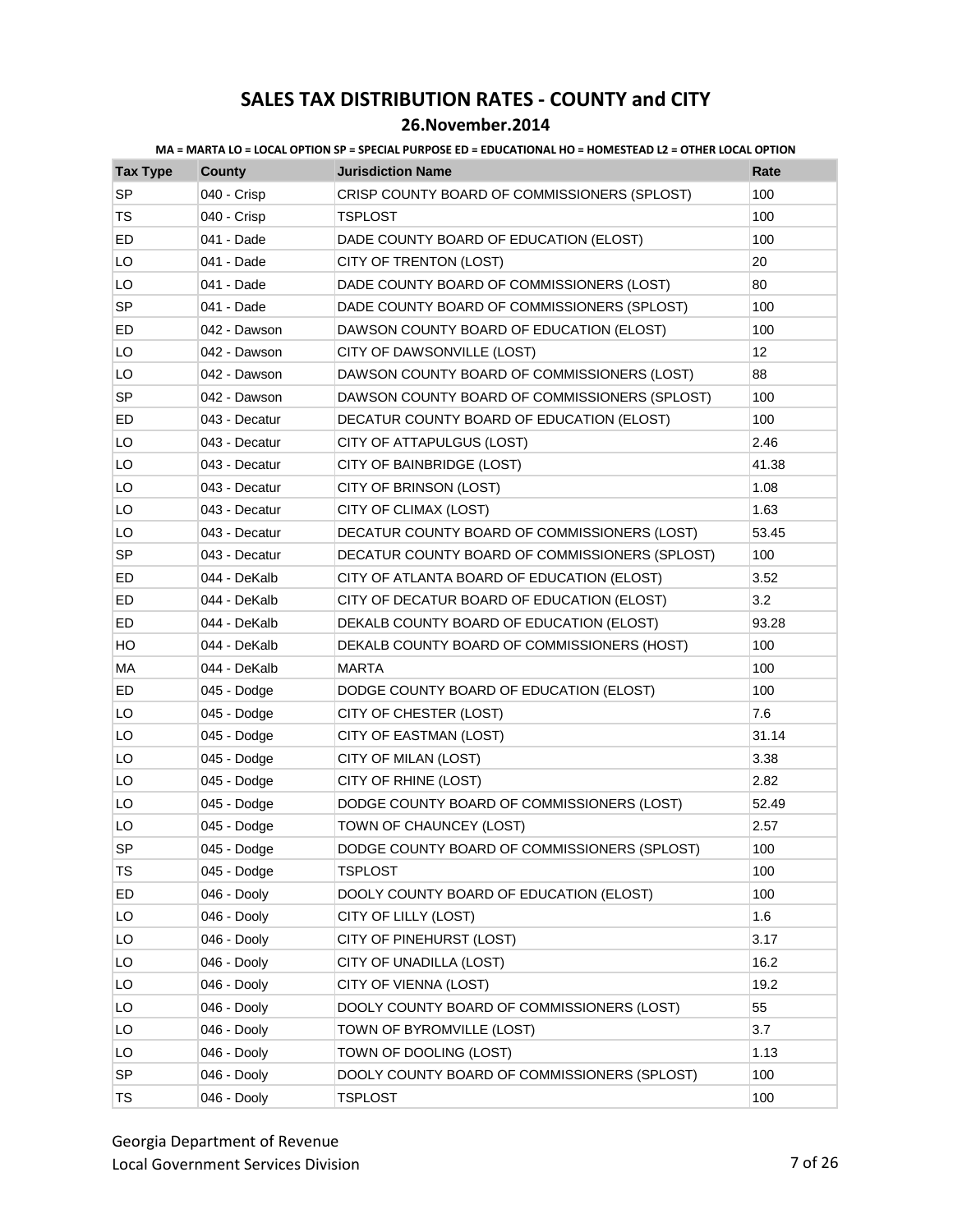# SALES TAX DISTRIBUTION RATES - COUNTY and CITY

## 26.November.2014

**MA = MARTA LO = LOCAL OPTION SP = SPECIAL PURPOSE ED = EDUCATIONAL HO = HOMESTEAD L2 = OTHER LOCAL OPTION**

| Tax Type | County | Jurisdiction Name | Rate |
|---|---|---|---|
| SP | 040 - Crisp | CRISP COUNTY BOARD OF COMMISSIONERS (SPLOST) | 100 |
| TS | 040 - Crisp | TSPLOST | 100 |
| ED | 041 - Dade | DADE COUNTY BOARD OF EDUCATION (ELOST) | 100 |
| LO | 041 - Dade | CITY OF TRENTON (LOST) | 20 |
| LO | 041 - Dade | DADE COUNTY BOARD OF COMMISSIONERS (LOST) | 80 |
| SP | 041 - Dade | DADE COUNTY BOARD OF COMMISSIONERS (SPLOST) | 100 |
| ED | 042 - Dawson | DAWSON COUNTY BOARD OF EDUCATION (ELOST) | 100 |
| LO | 042 - Dawson | CITY OF DAWSONVILLE (LOST) | 12 |
| LO | 042 - Dawson | DAWSON COUNTY BOARD OF COMMISSIONERS (LOST) | 88 |
| SP | 042 - Dawson | DAWSON COUNTY BOARD OF COMMISSIONERS (SPLOST) | 100 |
| ED | 043 - Decatur | DECATUR COUNTY BOARD OF EDUCATION (ELOST) | 100 |
| LO | 043 - Decatur | CITY OF ATTAPULGUS (LOST) | 2.46 |
| LO | 043 - Decatur | CITY OF BAINBRIDGE (LOST) | 41.38 |
| LO | 043 - Decatur | CITY OF BRINSON (LOST) | 1.08 |
| LO | 043 - Decatur | CITY OF CLIMAX (LOST) | 1.63 |
| LO | 043 - Decatur | DECATUR COUNTY BOARD OF COMMISSIONERS (LOST) | 53.45 |
| SP | 043 - Decatur | DECATUR COUNTY BOARD OF COMMISSIONERS (SPLOST) | 100 |
| ED | 044 - DeKalb | CITY OF ATLANTA BOARD OF EDUCATION (ELOST) | 3.52 |
| ED | 044 - DeKalb | CITY OF DECATUR BOARD OF EDUCATION (ELOST) | 3.2 |
| ED | 044 - DeKalb | DEKALB COUNTY BOARD OF EDUCATION (ELOST) | 93.28 |
| HO | 044 - DeKalb | DEKALB COUNTY BOARD OF COMMISSIONERS (HOST) | 100 |
| MA | 044 - DeKalb | MARTA | 100 |
| ED | 045 - Dodge | DODGE COUNTY BOARD OF EDUCATION (ELOST) | 100 |
| LO | 045 - Dodge | CITY OF CHESTER (LOST) | 7.6 |
| LO | 045 - Dodge | CITY OF EASTMAN (LOST) | 31.14 |
| LO | 045 - Dodge | CITY OF MILAN (LOST) | 3.38 |
| LO | 045 - Dodge | CITY OF RHINE (LOST) | 2.82 |
| LO | 045 - Dodge | DODGE COUNTY BOARD OF COMMISSIONERS (LOST) | 52.49 |
| LO | 045 - Dodge | TOWN OF CHAUNCEY (LOST) | 2.57 |
| SP | 045 - Dodge | DODGE COUNTY BOARD OF COMMISSIONERS (SPLOST) | 100 |
| TS | 045 - Dodge | TSPLOST | 100 |
| ED | 046 - Dooly | DOOLY COUNTY BOARD OF EDUCATION (ELOST) | 100 |
| LO | 046 - Dooly | CITY OF LILLY (LOST) | 1.6 |
| LO | 046 - Dooly | CITY OF PINEHURST (LOST) | 3.17 |
| LO | 046 - Dooly | CITY OF UNADILLA (LOST) | 16.2 |
| LO | 046 - Dooly | CITY OF VIENNA (LOST) | 19.2 |
| LO | 046 - Dooly | DOOLY COUNTY BOARD OF COMMISSIONERS (LOST) | 55 |
| LO | 046 - Dooly | TOWN OF BYROMVILLE (LOST) | 3.7 |
| LO | 046 - Dooly | TOWN OF DOOLING (LOST) | 1.13 |
| SP | 046 - Dooly | DOOLY COUNTY BOARD OF COMMISSIONERS (SPLOST) | 100 |
| TS | 046 - Dooly | TSPLOST | 100 |

Georgia Department of Revenue
Local Government Services Division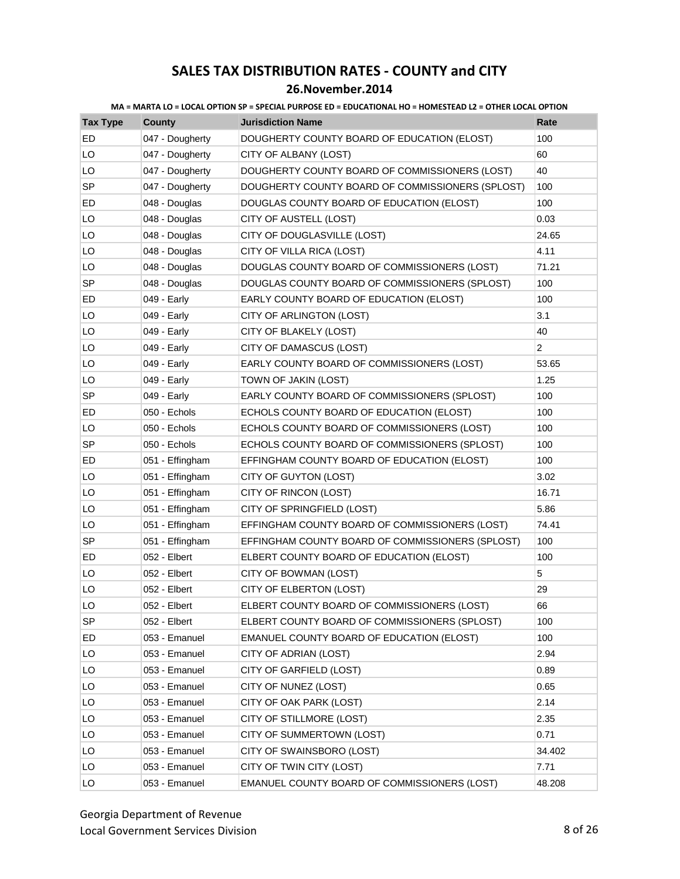# SALES TAX DISTRIBUTION RATES - COUNTY and CITY

## 26.November.2014

MA = MARTA LO = LOCAL OPTION SP = SPECIAL PURPOSE ED = EDUCATIONAL HO = HOMESTEAD L2 = OTHER LOCAL OPTION

| Tax Type | County | Jurisdiction Name | Rate |
|---|---|---|---|
| ED | 047 - Dougherty | DOUGHERTY COUNTY BOARD OF EDUCATION (ELOST) | 100 |
| LO | 047 - Dougherty | CITY OF ALBANY (LOST) | 60 |
| LO | 047 - Dougherty | DOUGHERTY COUNTY BOARD OF COMMISSIONERS (LOST) | 40 |
| SP | 047 - Dougherty | DOUGHERTY COUNTY BOARD OF COMMISSIONERS (SPLOST) | 100 |
| ED | 048 - Douglas | DOUGLAS COUNTY BOARD OF EDUCATION (ELOST) | 100 |
| LO | 048 - Douglas | CITY OF AUSTELL (LOST) | 0.03 |
| LO | 048 - Douglas | CITY OF DOUGLASVILLE (LOST) | 24.65 |
| LO | 048 - Douglas | CITY OF VILLA RICA (LOST) | 4.11 |
| LO | 048 - Douglas | DOUGLAS COUNTY BOARD OF COMMISSIONERS (LOST) | 71.21 |
| SP | 048 - Douglas | DOUGLAS COUNTY BOARD OF COMMISSIONERS (SPLOST) | 100 |
| ED | 049 - Early | EARLY COUNTY BOARD OF EDUCATION (ELOST) | 100 |
| LO | 049 - Early | CITY OF ARLINGTON (LOST) | 3.1 |
| LO | 049 - Early | CITY OF BLAKELY (LOST) | 40 |
| LO | 049 - Early | CITY OF DAMASCUS (LOST) | 2 |
| LO | 049 - Early | EARLY COUNTY BOARD OF COMMISSIONERS (LOST) | 53.65 |
| LO | 049 - Early | TOWN OF JAKIN (LOST) | 1.25 |
| SP | 049 - Early | EARLY COUNTY BOARD OF COMMISSIONERS (SPLOST) | 100 |
| ED | 050 - Echols | ECHOLS COUNTY BOARD OF EDUCATION (ELOST) | 100 |
| LO | 050 - Echols | ECHOLS COUNTY BOARD OF COMMISSIONERS (LOST) | 100 |
| SP | 050 - Echols | ECHOLS COUNTY BOARD OF COMMISSIONERS (SPLOST) | 100 |
| ED | 051 - Effingham | EFFINGHAM COUNTY BOARD OF EDUCATION (ELOST) | 100 |
| LO | 051 - Effingham | CITY OF GUYTON (LOST) | 3.02 |
| LO | 051 - Effingham | CITY OF RINCON (LOST) | 16.71 |
| LO | 051 - Effingham | CITY OF SPRINGFIELD (LOST) | 5.86 |
| LO | 051 - Effingham | EFFINGHAM COUNTY BOARD OF COMMISSIONERS (LOST) | 74.41 |
| SP | 051 - Effingham | EFFINGHAM COUNTY BOARD OF COMMISSIONERS (SPLOST) | 100 |
| ED | 052 - Elbert | ELBERT COUNTY BOARD OF EDUCATION (ELOST) | 100 |
| LO | 052 - Elbert | CITY OF BOWMAN (LOST) | 5 |
| LO | 052 - Elbert | CITY OF ELBERTON (LOST) | 29 |
| LO | 052 - Elbert | ELBERT COUNTY BOARD OF COMMISSIONERS (LOST) | 66 |
| SP | 052 - Elbert | ELBERT COUNTY BOARD OF COMMISSIONERS (SPLOST) | 100 |
| ED | 053 - Emanuel | EMANUEL COUNTY BOARD OF EDUCATION (ELOST) | 100 |
| LO | 053 - Emanuel | CITY OF ADRIAN (LOST) | 2.94 |
| LO | 053 - Emanuel | CITY OF GARFIELD (LOST) | 0.89 |
| LO | 053 - Emanuel | CITY OF NUNEZ (LOST) | 0.65 |
| LO | 053 - Emanuel | CITY OF OAK PARK (LOST) | 2.14 |
| LO | 053 - Emanuel | CITY OF STILLMORE (LOST) | 2.35 |
| LO | 053 - Emanuel | CITY OF SUMMERTOWN (LOST) | 0.71 |
| LO | 053 - Emanuel | CITY OF SWAINSBORO (LOST) | 34.402 |
| LO | 053 - Emanuel | CITY OF TWIN CITY (LOST) | 7.71 |
| LO | 053 - Emanuel | EMANUEL COUNTY BOARD OF COMMISSIONERS (LOST) | 48.208 |

Georgia Department of Revenue
Local Government Services Division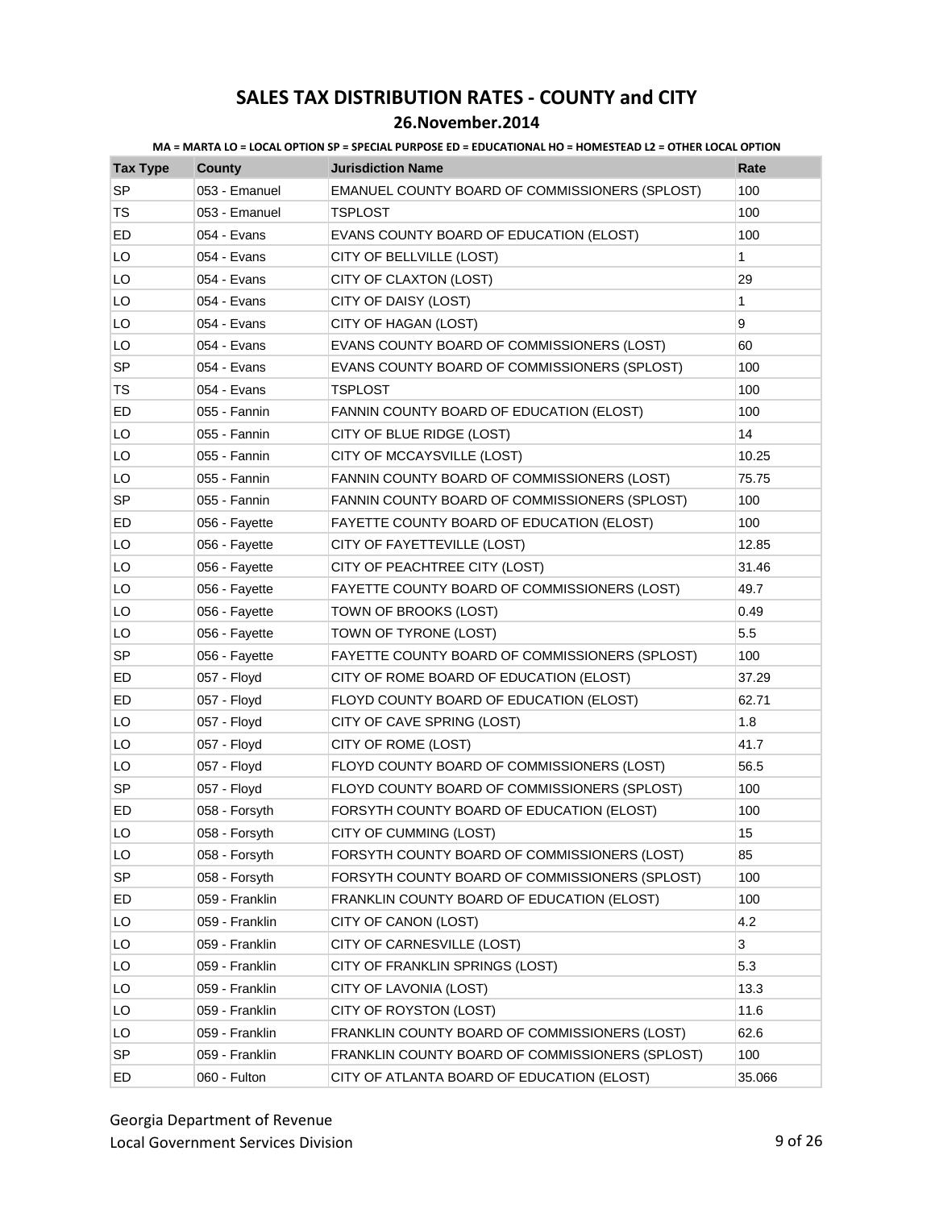# SALES TAX DISTRIBUTION RATES - COUNTY and CITY

## 26.November.2014

MA = MARTA LO = LOCAL OPTION SP = SPECIAL PURPOSE ED = EDUCATIONAL HO = HOMESTEAD L2 = OTHER LOCAL OPTION

| Tax Type | County | Jurisdiction Name | Rate |
|---|---|---|---|
| SP | 053 - Emanuel | EMANUEL COUNTY BOARD OF COMMISSIONERS (SPLOST) | 100 |
| TS | 053 - Emanuel | TSPLOST | 100 |
| ED | 054 - Evans | EVANS COUNTY BOARD OF EDUCATION (ELOST) | 100 |
| LO | 054 - Evans | CITY OF BELLVILLE (LOST) | 1 |
| LO | 054 - Evans | CITY OF CLAXTON (LOST) | 29 |
| LO | 054 - Evans | CITY OF DAISY (LOST) | 1 |
| LO | 054 - Evans | CITY OF HAGAN (LOST) | 9 |
| LO | 054 - Evans | EVANS COUNTY BOARD OF COMMISSIONERS (LOST) | 60 |
| SP | 054 - Evans | EVANS COUNTY BOARD OF COMMISSIONERS (SPLOST) | 100 |
| TS | 054 - Evans | TSPLOST | 100 |
| ED | 055 - Fannin | FANNIN COUNTY BOARD OF EDUCATION (ELOST) | 100 |
| LO | 055 - Fannin | CITY OF BLUE RIDGE (LOST) | 14 |
| LO | 055 - Fannin | CITY OF MCCAYSVILLE (LOST) | 10.25 |
| LO | 055 - Fannin | FANNIN COUNTY BOARD OF COMMISSIONERS (LOST) | 75.75 |
| SP | 055 - Fannin | FANNIN COUNTY BOARD OF COMMISSIONERS (SPLOST) | 100 |
| ED | 056 - Fayette | FAYETTE COUNTY BOARD OF EDUCATION (ELOST) | 100 |
| LO | 056 - Fayette | CITY OF FAYETTEVILLE (LOST) | 12.85 |
| LO | 056 - Fayette | CITY OF PEACHTREE CITY (LOST) | 31.46 |
| LO | 056 - Fayette | FAYETTE COUNTY BOARD OF COMMISSIONERS (LOST) | 49.7 |
| LO | 056 - Fayette | TOWN OF BROOKS (LOST) | 0.49 |
| LO | 056 - Fayette | TOWN OF TYRONE (LOST) | 5.5 |
| SP | 056 - Fayette | FAYETTE COUNTY BOARD OF COMMISSIONERS (SPLOST) | 100 |
| ED | 057 - Floyd | CITY OF ROME BOARD OF EDUCATION (ELOST) | 37.29 |
| ED | 057 - Floyd | FLOYD COUNTY BOARD OF EDUCATION (ELOST) | 62.71 |
| LO | 057 - Floyd | CITY OF CAVE SPRING (LOST) | 1.8 |
| LO | 057 - Floyd | CITY OF ROME (LOST) | 41.7 |
| LO | 057 - Floyd | FLOYD COUNTY BOARD OF COMMISSIONERS (LOST) | 56.5 |
| SP | 057 - Floyd | FLOYD COUNTY BOARD OF COMMISSIONERS (SPLOST) | 100 |
| ED | 058 - Forsyth | FORSYTH COUNTY BOARD OF EDUCATION (ELOST) | 100 |
| LO | 058 - Forsyth | CITY OF CUMMING (LOST) | 15 |
| LO | 058 - Forsyth | FORSYTH COUNTY BOARD OF COMMISSIONERS (LOST) | 85 |
| SP | 058 - Forsyth | FORSYTH COUNTY BOARD OF COMMISSIONERS (SPLOST) | 100 |
| ED | 059 - Franklin | FRANKLIN COUNTY BOARD OF EDUCATION (ELOST) | 100 |
| LO | 059 - Franklin | CITY OF CANON (LOST) | 4.2 |
| LO | 059 - Franklin | CITY OF CARNESVILLE (LOST) | 3 |
| LO | 059 - Franklin | CITY OF FRANKLIN SPRINGS (LOST) | 5.3 |
| LO | 059 - Franklin | CITY OF LAVONIA (LOST) | 13.3 |
| LO | 059 - Franklin | CITY OF ROYSTON (LOST) | 11.6 |
| LO | 059 - Franklin | FRANKLIN COUNTY BOARD OF COMMISSIONERS (LOST) | 62.6 |
| SP | 059 - Franklin | FRANKLIN COUNTY BOARD OF COMMISSIONERS (SPLOST) | 100 |
| ED | 060 - Fulton | CITY OF ATLANTA BOARD OF EDUCATION (ELOST) | 35.066 |

Georgia Department of Revenue
Local Government Services Division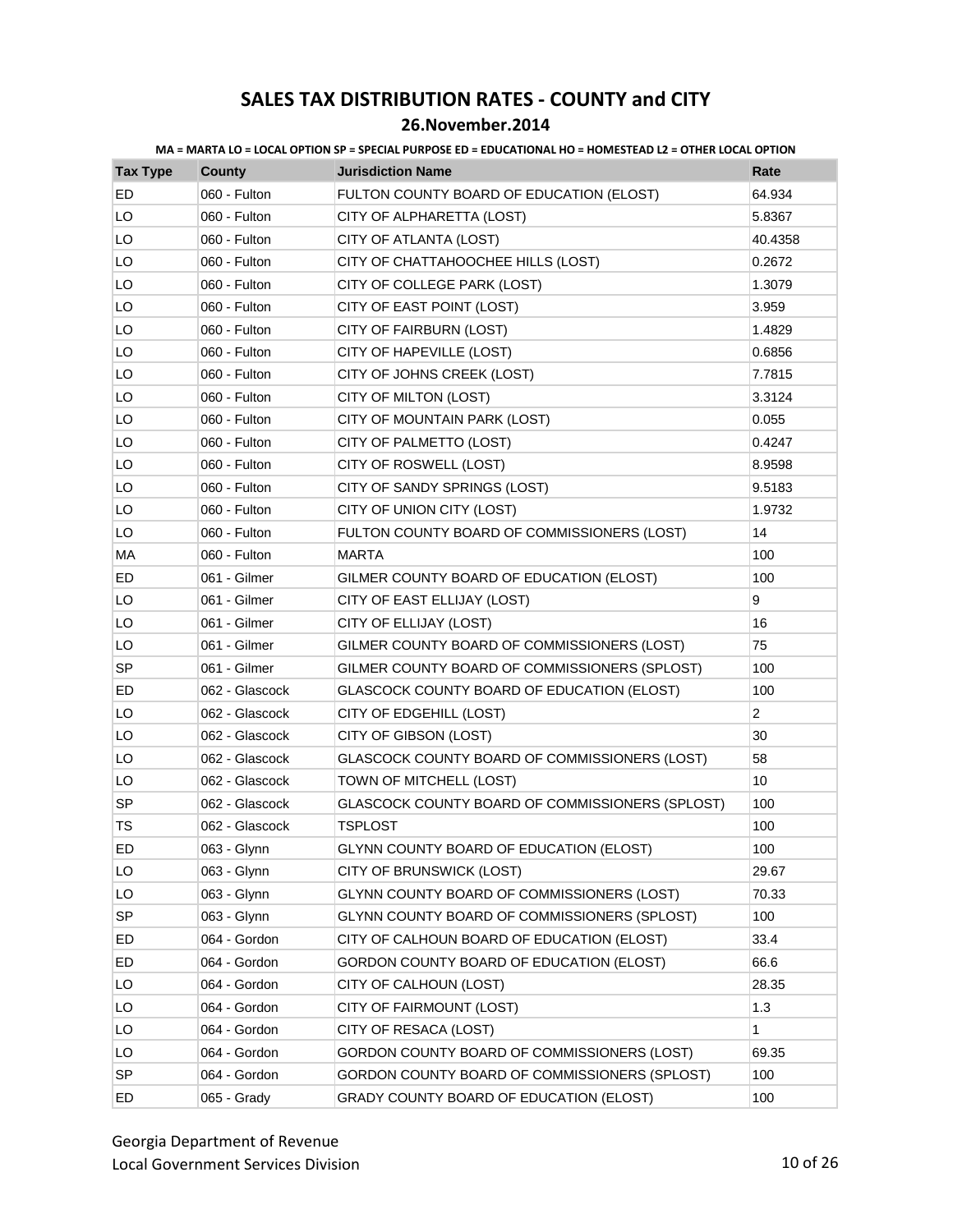# SALES TAX DISTRIBUTION RATES - COUNTY and CITY

## 26.November.2014

**MA = MARTA LO = LOCAL OPTION SP = SPECIAL PURPOSE ED = EDUCATIONAL HO = HOMESTEAD L2 = OTHER LOCAL OPTION**

| Tax Type | County | Jurisdiction Name | Rate |
|---|---|---|---|
| ED | 060 - Fulton | FULTON COUNTY BOARD OF EDUCATION (ELOST) | 64.934 |
| LO | 060 - Fulton | CITY OF ALPHARETTA (LOST) | 5.8367 |
| LO | 060 - Fulton | CITY OF ATLANTA (LOST) | 40.4358 |
| LO | 060 - Fulton | CITY OF CHATTAHOOCHEE HILLS (LOST) | 0.2672 |
| LO | 060 - Fulton | CITY OF COLLEGE PARK (LOST) | 1.3079 |
| LO | 060 - Fulton | CITY OF EAST POINT (LOST) | 3.959 |
| LO | 060 - Fulton | CITY OF FAIRBURN (LOST) | 1.4829 |
| LO | 060 - Fulton | CITY OF HAPEVILLE (LOST) | 0.6856 |
| LO | 060 - Fulton | CITY OF JOHNS CREEK (LOST) | 7.7815 |
| LO | 060 - Fulton | CITY OF MILTON (LOST) | 3.3124 |
| LO | 060 - Fulton | CITY OF MOUNTAIN PARK (LOST) | 0.055 |
| LO | 060 - Fulton | CITY OF PALMETTO (LOST) | 0.4247 |
| LO | 060 - Fulton | CITY OF ROSWELL (LOST) | 8.9598 |
| LO | 060 - Fulton | CITY OF SANDY SPRINGS (LOST) | 9.5183 |
| LO | 060 - Fulton | CITY OF UNION CITY (LOST) | 1.9732 |
| LO | 060 - Fulton | FULTON COUNTY BOARD OF COMMISSIONERS (LOST) | 14 |
| MA | 060 - Fulton | MARTA | 100 |
| ED | 061 - Gilmer | GILMER COUNTY BOARD OF EDUCATION (ELOST) | 100 |
| LO | 061 - Gilmer | CITY OF EAST ELLIJAY (LOST) | 9 |
| LO | 061 - Gilmer | CITY OF ELLIJAY (LOST) | 16 |
| LO | 061 - Gilmer | GILMER COUNTY BOARD OF COMMISSIONERS (LOST) | 75 |
| SP | 061 - Gilmer | GILMER COUNTY BOARD OF COMMISSIONERS (SPLOST) | 100 |
| ED | 062 - Glascock | GLASCOCK COUNTY BOARD OF EDUCATION (ELOST) | 100 |
| LO | 062 - Glascock | CITY OF EDGEHILL (LOST) | 2 |
| LO | 062 - Glascock | CITY OF GIBSON (LOST) | 30 |
| LO | 062 - Glascock | GLASCOCK COUNTY BOARD OF COMMISSIONERS (LOST) | 58 |
| LO | 062 - Glascock | TOWN OF MITCHELL (LOST) | 10 |
| SP | 062 - Glascock | GLASCOCK COUNTY BOARD OF COMMISSIONERS (SPLOST) | 100 |
| TS | 062 - Glascock | TSPLOST | 100 |
| ED | 063 - Glynn | GLYNN COUNTY BOARD OF EDUCATION (ELOST) | 100 |
| LO | 063 - Glynn | CITY OF BRUNSWICK (LOST) | 29.67 |
| LO | 063 - Glynn | GLYNN COUNTY BOARD OF COMMISSIONERS (LOST) | 70.33 |
| SP | 063 - Glynn | GLYNN COUNTY BOARD OF COMMISSIONERS (SPLOST) | 100 |
| ED | 064 - Gordon | CITY OF CALHOUN BOARD OF EDUCATION (ELOST) | 33.4 |
| ED | 064 - Gordon | GORDON COUNTY BOARD OF EDUCATION (ELOST) | 66.6 |
| LO | 064 - Gordon | CITY OF CALHOUN (LOST) | 28.35 |
| LO | 064 - Gordon | CITY OF FAIRMOUNT (LOST) | 1.3 |
| LO | 064 - Gordon | CITY OF RESACA (LOST) | 1 |
| LO | 064 - Gordon | GORDON COUNTY BOARD OF COMMISSIONERS (LOST) | 69.35 |
| SP | 064 - Gordon | GORDON COUNTY BOARD OF COMMISSIONERS (SPLOST) | 100 |
| ED | 065 - Grady | GRADY COUNTY BOARD OF EDUCATION (ELOST) | 100 |

Georgia Department of Revenue
Local Government Services Division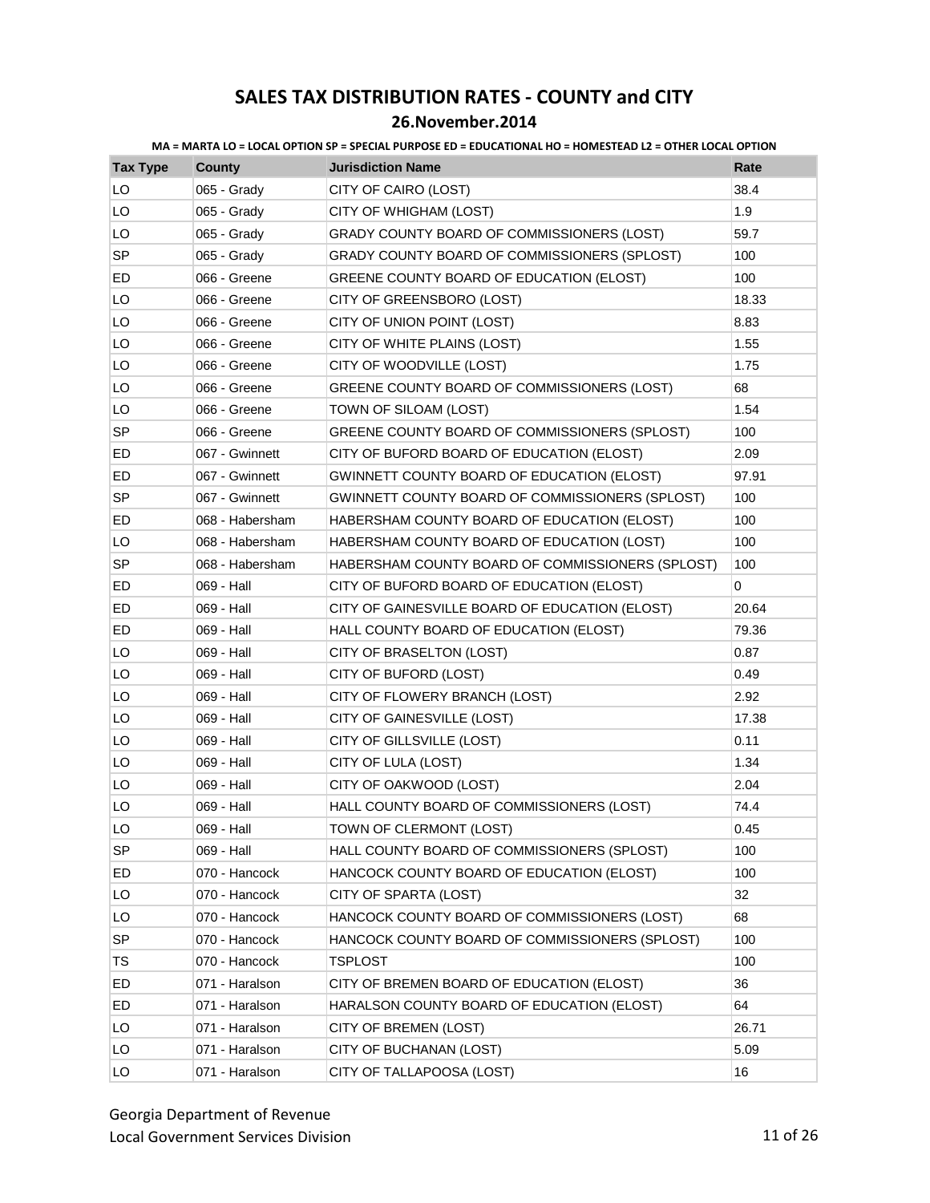# SALES TAX DISTRIBUTION RATES - COUNTY and CITY

## 26.November.2014

**MA = MARTA LO = LOCAL OPTION SP = SPECIAL PURPOSE ED = EDUCATIONAL HO = HOMESTEAD L2 = OTHER LOCAL OPTION**

| Tax Type | County | Jurisdiction Name | Rate |
|---|---|---|---|
| LO | 065 - Grady | CITY OF CAIRO (LOST) | 38.4 |
| LO | 065 - Grady | CITY OF WHIGHAM (LOST) | 1.9 |
| LO | 065 - Grady | GRADY COUNTY BOARD OF COMMISSIONERS (LOST) | 59.7 |
| SP | 065 - Grady | GRADY COUNTY BOARD OF COMMISSIONERS (SPLOST) | 100 |
| ED | 066 - Greene | GREENE COUNTY BOARD OF EDUCATION (ELOST) | 100 |
| LO | 066 - Greene | CITY OF GREENSBORO (LOST) | 18.33 |
| LO | 066 - Greene | CITY OF UNION POINT (LOST) | 8.83 |
| LO | 066 - Greene | CITY OF WHITE PLAINS (LOST) | 1.55 |
| LO | 066 - Greene | CITY OF WOODVILLE (LOST) | 1.75 |
| LO | 066 - Greene | GREENE COUNTY BOARD OF COMMISSIONERS (LOST) | 68 |
| LO | 066 - Greene | TOWN OF SILOAM (LOST) | 1.54 |
| SP | 066 - Greene | GREENE COUNTY BOARD OF COMMISSIONERS (SPLOST) | 100 |
| ED | 067 - Gwinnett | CITY OF BUFORD BOARD OF EDUCATION (ELOST) | 2.09 |
| ED | 067 - Gwinnett | GWINNETT COUNTY BOARD OF EDUCATION (ELOST) | 97.91 |
| SP | 067 - Gwinnett | GWINNETT COUNTY BOARD OF COMMISSIONERS (SPLOST) | 100 |
| ED | 068 - Habersham | HABERSHAM COUNTY BOARD OF EDUCATION (ELOST) | 100 |
| LO | 068 - Habersham | HABERSHAM COUNTY BOARD OF EDUCATION (LOST) | 100 |
| SP | 068 - Habersham | HABERSHAM COUNTY BOARD OF COMMISSIONERS (SPLOST) | 100 |
| ED | 069 - Hall | CITY OF BUFORD BOARD OF EDUCATION (ELOST) | 0 |
| ED | 069 - Hall | CITY OF GAINESVILLE BOARD OF EDUCATION (ELOST) | 20.64 |
| ED | 069 - Hall | HALL COUNTY BOARD OF EDUCATION (ELOST) | 79.36 |
| LO | 069 - Hall | CITY OF BRASELTON (LOST) | 0.87 |
| LO | 069 - Hall | CITY OF BUFORD (LOST) | 0.49 |
| LO | 069 - Hall | CITY OF FLOWERY BRANCH (LOST) | 2.92 |
| LO | 069 - Hall | CITY OF GAINESVILLE (LOST) | 17.38 |
| LO | 069 - Hall | CITY OF GILLSVILLE (LOST) | 0.11 |
| LO | 069 - Hall | CITY OF LULA (LOST) | 1.34 |
| LO | 069 - Hall | CITY OF OAKWOOD (LOST) | 2.04 |
| LO | 069 - Hall | HALL COUNTY BOARD OF COMMISSIONERS (LOST) | 74.4 |
| LO | 069 - Hall | TOWN OF CLERMONT (LOST) | 0.45 |
| SP | 069 - Hall | HALL COUNTY BOARD OF COMMISSIONERS (SPLOST) | 100 |
| ED | 070 - Hancock | HANCOCK COUNTY BOARD OF EDUCATION (ELOST) | 100 |
| LO | 070 - Hancock | CITY OF SPARTA (LOST) | 32 |
| LO | 070 - Hancock | HANCOCK COUNTY BOARD OF COMMISSIONERS (LOST) | 68 |
| SP | 070 - Hancock | HANCOCK COUNTY BOARD OF COMMISSIONERS (SPLOST) | 100 |
| TS | 070 - Hancock | TSPLOST | 100 |
| ED | 071 - Haralson | CITY OF BREMEN BOARD OF EDUCATION (ELOST) | 36 |
| ED | 071 - Haralson | HARALSON COUNTY BOARD OF EDUCATION (ELOST) | 64 |
| LO | 071 - Haralson | CITY OF BREMEN (LOST) | 26.71 |
| LO | 071 - Haralson | CITY OF BUCHANAN (LOST) | 5.09 |
| LO | 071 - Haralson | CITY OF TALLAPOOSA (LOST) | 16 |

Georgia Department of Revenue
Local Government Services Division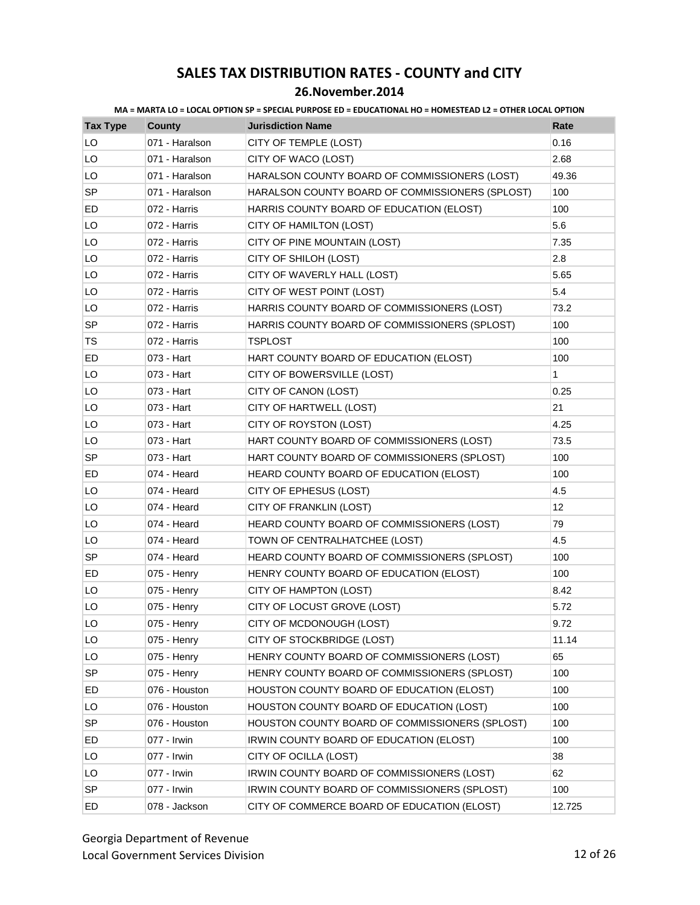# SALES TAX DISTRIBUTION RATES - COUNTY and CITY

## 26.November.2014

**MA = MARTA LO = LOCAL OPTION SP = SPECIAL PURPOSE ED = EDUCATIONAL HO = HOMESTEAD L2 = OTHER LOCAL OPTION**

| Tax Type | County | Jurisdiction Name | Rate |
|---|---|---|---|
| LO | 071 - Haralson | CITY OF TEMPLE (LOST) | 0.16 |
| LO | 071 - Haralson | CITY OF WACO (LOST) | 2.68 |
| LO | 071 - Haralson | HARALSON COUNTY BOARD OF COMMISSIONERS (LOST) | 49.36 |
| SP | 071 - Haralson | HARALSON COUNTY BOARD OF COMMISSIONERS (SPLOST) | 100 |
| ED | 072 - Harris | HARRIS COUNTY BOARD OF EDUCATION (ELOST) | 100 |
| LO | 072 - Harris | CITY OF HAMILTON (LOST) | 5.6 |
| LO | 072 - Harris | CITY OF PINE MOUNTAIN (LOST) | 7.35 |
| LO | 072 - Harris | CITY OF SHILOH (LOST) | 2.8 |
| LO | 072 - Harris | CITY OF WAVERLY HALL (LOST) | 5.65 |
| LO | 072 - Harris | CITY OF WEST POINT (LOST) | 5.4 |
| LO | 072 - Harris | HARRIS COUNTY BOARD OF COMMISSIONERS (LOST) | 73.2 |
| SP | 072 - Harris | HARRIS COUNTY BOARD OF COMMISSIONERS (SPLOST) | 100 |
| TS | 072 - Harris | TSPLOST | 100 |
| ED | 073 - Hart | HART COUNTY BOARD OF EDUCATION (ELOST) | 100 |
| LO | 073 - Hart | CITY OF BOWERSVILLE (LOST) | 1 |
| LO | 073 - Hart | CITY OF CANON (LOST) | 0.25 |
| LO | 073 - Hart | CITY OF HARTWELL (LOST) | 21 |
| LO | 073 - Hart | CITY OF ROYSTON (LOST) | 4.25 |
| LO | 073 - Hart | HART COUNTY BOARD OF COMMISSIONERS (LOST) | 73.5 |
| SP | 073 - Hart | HART COUNTY BOARD OF COMMISSIONERS (SPLOST) | 100 |
| ED | 074 - Heard | HEARD COUNTY BOARD OF EDUCATION (ELOST) | 100 |
| LO | 074 - Heard | CITY OF EPHESUS (LOST) | 4.5 |
| LO | 074 - Heard | CITY OF FRANKLIN (LOST) | 12 |
| LO | 074 - Heard | HEARD COUNTY BOARD OF COMMISSIONERS (LOST) | 79 |
| LO | 074 - Heard | TOWN OF CENTRALHATCHEE (LOST) | 4.5 |
| SP | 074 - Heard | HEARD COUNTY BOARD OF COMMISSIONERS (SPLOST) | 100 |
| ED | 075 - Henry | HENRY COUNTY BOARD OF EDUCATION (ELOST) | 100 |
| LO | 075 - Henry | CITY OF HAMPTON (LOST) | 8.42 |
| LO | 075 - Henry | CITY OF LOCUST GROVE (LOST) | 5.72 |
| LO | 075 - Henry | CITY OF MCDONOUGH (LOST) | 9.72 |
| LO | 075 - Henry | CITY OF STOCKBRIDGE (LOST) | 11.14 |
| LO | 075 - Henry | HENRY COUNTY BOARD OF COMMISSIONERS (LOST) | 65 |
| SP | 075 - Henry | HENRY COUNTY BOARD OF COMMISSIONERS (SPLOST) | 100 |
| ED | 076 - Houston | HOUSTON COUNTY BOARD OF EDUCATION (ELOST) | 100 |
| LO | 076 - Houston | HOUSTON COUNTY BOARD OF EDUCATION (LOST) | 100 |
| SP | 076 - Houston | HOUSTON COUNTY BOARD OF COMMISSIONERS (SPLOST) | 100 |
| ED | 077 - Irwin | IRWIN COUNTY BOARD OF EDUCATION (ELOST) | 100 |
| LO | 077 - Irwin | CITY OF OCILLA (LOST) | 38 |
| LO | 077 - Irwin | IRWIN COUNTY BOARD OF COMMISSIONERS (LOST) | 62 |
| SP | 077 - Irwin | IRWIN COUNTY BOARD OF COMMISSIONERS (SPLOST) | 100 |
| ED | 078 - Jackson | CITY OF COMMERCE BOARD OF EDUCATION (ELOST) | 12.725 |

Georgia Department of Revenue
Local Government Services Division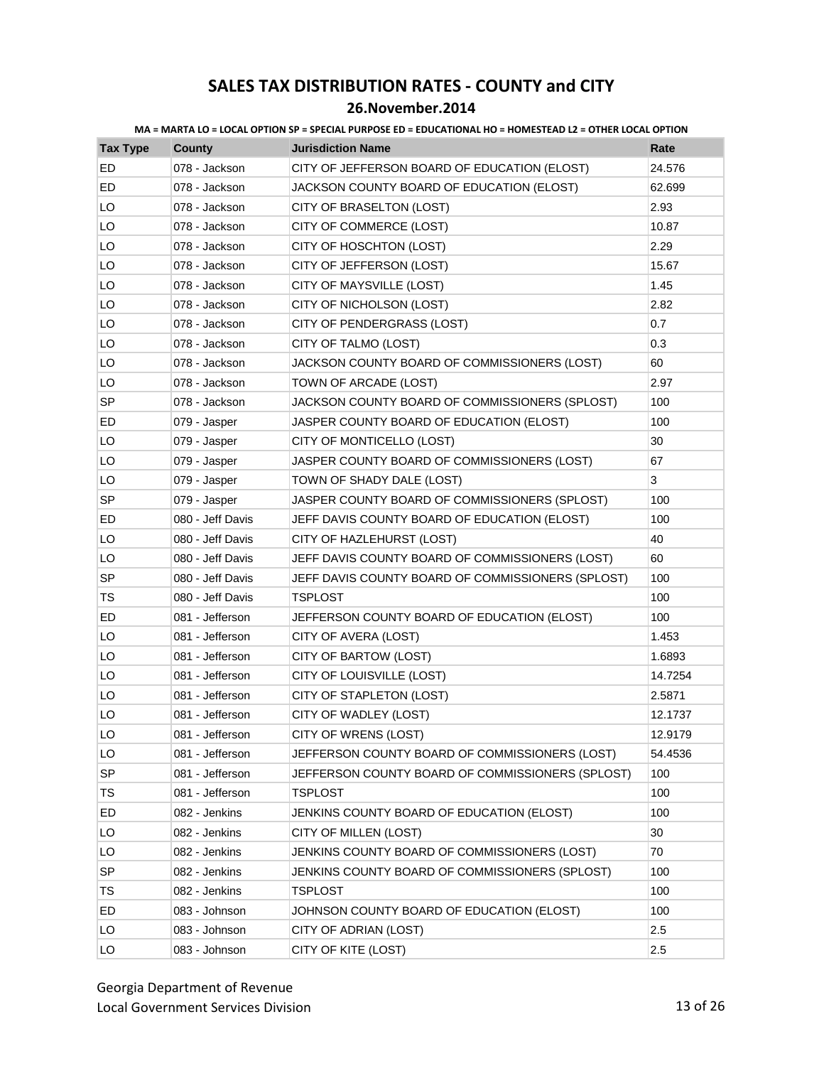# SALES TAX DISTRIBUTION RATES - COUNTY and CITY

## 26.November.2014

**MA = MARTA LO = LOCAL OPTION SP = SPECIAL PURPOSE ED = EDUCATIONAL HO = HOMESTEAD L2 = OTHER LOCAL OPTION**

| Tax Type | County | Jurisdiction Name | Rate |
|---|---|---|---|
| ED | 078 - Jackson | CITY OF JEFFERSON BOARD OF EDUCATION (ELOST) | 24.576 |
| ED | 078 - Jackson | JACKSON COUNTY BOARD OF EDUCATION (ELOST) | 62.699 |
| LO | 078 - Jackson | CITY OF BRASELTON (LOST) | 2.93 |
| LO | 078 - Jackson | CITY OF COMMERCE (LOST) | 10.87 |
| LO | 078 - Jackson | CITY OF HOSCHTON (LOST) | 2.29 |
| LO | 078 - Jackson | CITY OF JEFFERSON (LOST) | 15.67 |
| LO | 078 - Jackson | CITY OF MAYSVILLE (LOST) | 1.45 |
| LO | 078 - Jackson | CITY OF NICHOLSON (LOST) | 2.82 |
| LO | 078 - Jackson | CITY OF PENDERGRASS (LOST) | 0.7 |
| LO | 078 - Jackson | CITY OF TALMO (LOST) | 0.3 |
| LO | 078 - Jackson | JACKSON COUNTY BOARD OF COMMISSIONERS (LOST) | 60 |
| LO | 078 - Jackson | TOWN OF ARCADE (LOST) | 2.97 |
| SP | 078 - Jackson | JACKSON COUNTY BOARD OF COMMISSIONERS (SPLOST) | 100 |
| ED | 079 - Jasper | JASPER COUNTY BOARD OF EDUCATION (ELOST) | 100 |
| LO | 079 - Jasper | CITY OF MONTICELLO (LOST) | 30 |
| LO | 079 - Jasper | JASPER COUNTY BOARD OF COMMISSIONERS (LOST) | 67 |
| LO | 079 - Jasper | TOWN OF SHADY DALE (LOST) | 3 |
| SP | 079 - Jasper | JASPER COUNTY BOARD OF COMMISSIONERS (SPLOST) | 100 |
| ED | 080 - Jeff Davis | JEFF DAVIS COUNTY BOARD OF EDUCATION (ELOST) | 100 |
| LO | 080 - Jeff Davis | CITY OF HAZLEHURST (LOST) | 40 |
| LO | 080 - Jeff Davis | JEFF DAVIS COUNTY BOARD OF COMMISSIONERS (LOST) | 60 |
| SP | 080 - Jeff Davis | JEFF DAVIS COUNTY BOARD OF COMMISSIONERS (SPLOST) | 100 |
| TS | 080 - Jeff Davis | TSPLOST | 100 |
| ED | 081 - Jefferson | JEFFERSON COUNTY BOARD OF EDUCATION (ELOST) | 100 |
| LO | 081 - Jefferson | CITY OF AVERA (LOST) | 1.453 |
| LO | 081 - Jefferson | CITY OF BARTOW (LOST) | 1.6893 |
| LO | 081 - Jefferson | CITY OF LOUISVILLE (LOST) | 14.7254 |
| LO | 081 - Jefferson | CITY OF STAPLETON (LOST) | 2.5871 |
| LO | 081 - Jefferson | CITY OF WADLEY (LOST) | 12.1737 |
| LO | 081 - Jefferson | CITY OF WRENS (LOST) | 12.9179 |
| LO | 081 - Jefferson | JEFFERSON COUNTY BOARD OF COMMISSIONERS (LOST) | 54.4536 |
| SP | 081 - Jefferson | JEFFERSON COUNTY BOARD OF COMMISSIONERS (SPLOST) | 100 |
| TS | 081 - Jefferson | TSPLOST | 100 |
| ED | 082 - Jenkins | JENKINS COUNTY BOARD OF EDUCATION (ELOST) | 100 |
| LO | 082 - Jenkins | CITY OF MILLEN (LOST) | 30 |
| LO | 082 - Jenkins | JENKINS COUNTY BOARD OF COMMISSIONERS (LOST) | 70 |
| SP | 082 - Jenkins | JENKINS COUNTY BOARD OF COMMISSIONERS (SPLOST) | 100 |
| TS | 082 - Jenkins | TSPLOST | 100 |
| ED | 083 - Johnson | JOHNSON COUNTY BOARD OF EDUCATION (ELOST) | 100 |
| LO | 083 - Johnson | CITY OF ADRIAN (LOST) | 2.5 |
| LO | 083 - Johnson | CITY OF KITE (LOST) | 2.5 |

Georgia Department of Revenue
Local Government Services Division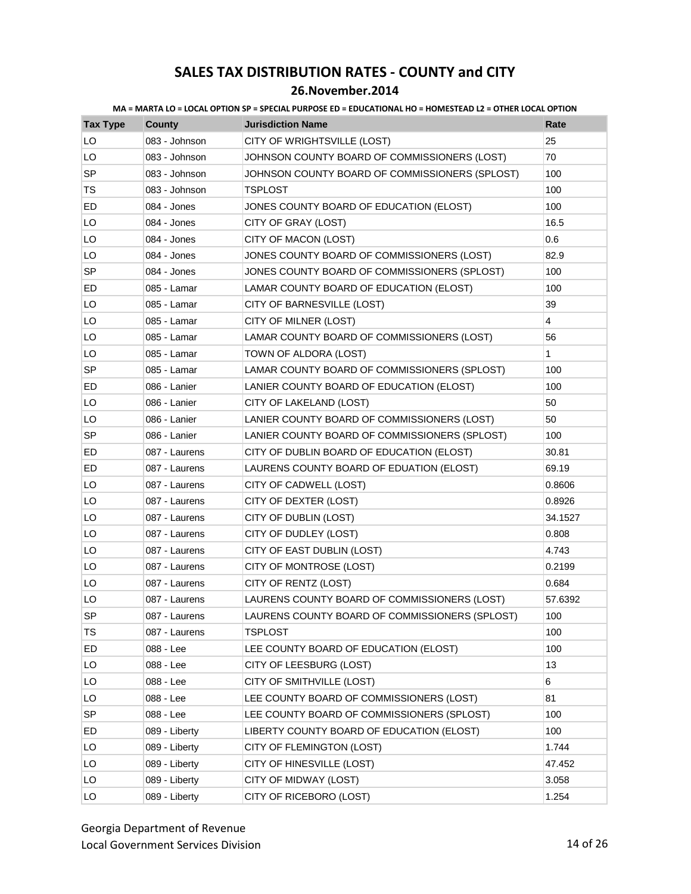# SALES TAX DISTRIBUTION RATES - COUNTY and CITY

## 26.November.2014

**MA = MARTA LO = LOCAL OPTION SP = SPECIAL PURPOSE ED = EDUCATIONAL HO = HOMESTEAD L2 = OTHER LOCAL OPTION**

| Tax Type | County | Jurisdiction Name | Rate |
|---|---|---|---|
| LO | 083 - Johnson | CITY OF WRIGHTSVILLE (LOST) | 25 |
| LO | 083 - Johnson | JOHNSON COUNTY BOARD OF COMMISSIONERS (LOST) | 70 |
| SP | 083 - Johnson | JOHNSON COUNTY BOARD OF COMMISSIONERS (SPLOST) | 100 |
| TS | 083 - Johnson | TSPLOST | 100 |
| ED | 084 - Jones | JONES COUNTY BOARD OF EDUCATION (ELOST) | 100 |
| LO | 084 - Jones | CITY OF GRAY (LOST) | 16.5 |
| LO | 084 - Jones | CITY OF MACON (LOST) | 0.6 |
| LO | 084 - Jones | JONES COUNTY BOARD OF COMMISSIONERS (LOST) | 82.9 |
| SP | 084 - Jones | JONES COUNTY BOARD OF COMMISSIONERS (SPLOST) | 100 |
| ED | 085 - Lamar | LAMAR COUNTY BOARD OF EDUCATION (ELOST) | 100 |
| LO | 085 - Lamar | CITY OF BARNESVILLE (LOST) | 39 |
| LO | 085 - Lamar | CITY OF MILNER (LOST) | 4 |
| LO | 085 - Lamar | LAMAR COUNTY BOARD OF COMMISSIONERS (LOST) | 56 |
| LO | 085 - Lamar | TOWN OF ALDORA (LOST) | 1 |
| SP | 085 - Lamar | LAMAR COUNTY BOARD OF COMMISSIONERS (SPLOST) | 100 |
| ED | 086 - Lanier | LANIER COUNTY BOARD OF EDUCATION (ELOST) | 100 |
| LO | 086 - Lanier | CITY OF LAKELAND (LOST) | 50 |
| LO | 086 - Lanier | LANIER COUNTY BOARD OF COMMISSIONERS (LOST) | 50 |
| SP | 086 - Lanier | LANIER COUNTY BOARD OF COMMISSIONERS (SPLOST) | 100 |
| ED | 087 - Laurens | CITY OF DUBLIN BOARD OF EDUCATION (ELOST) | 30.81 |
| ED | 087 - Laurens | LAURENS COUNTY BOARD OF EDUATION (ELOST) | 69.19 |
| LO | 087 - Laurens | CITY OF CADWELL (LOST) | 0.8606 |
| LO | 087 - Laurens | CITY OF DEXTER (LOST) | 0.8926 |
| LO | 087 - Laurens | CITY OF DUBLIN (LOST) | 34.1527 |
| LO | 087 - Laurens | CITY OF DUDLEY (LOST) | 0.808 |
| LO | 087 - Laurens | CITY OF EAST DUBLIN (LOST) | 4.743 |
| LO | 087 - Laurens | CITY OF MONTROSE (LOST) | 0.2199 |
| LO | 087 - Laurens | CITY OF RENTZ (LOST) | 0.684 |
| LO | 087 - Laurens | LAURENS COUNTY BOARD OF COMMISSIONERS (LOST) | 57.6392 |
| SP | 087 - Laurens | LAURENS COUNTY BOARD OF COMMISSIONERS (SPLOST) | 100 |
| TS | 087 - Laurens | TSPLOST | 100 |
| ED | 088 - Lee | LEE COUNTY BOARD OF EDUCATION (ELOST) | 100 |
| LO | 088 - Lee | CITY OF LEESBURG (LOST) | 13 |
| LO | 088 - Lee | CITY OF SMITHVILLE (LOST) | 6 |
| LO | 088 - Lee | LEE COUNTY BOARD OF COMMISSIONERS (LOST) | 81 |
| SP | 088 - Lee | LEE COUNTY BOARD OF COMMISSIONERS (SPLOST) | 100 |
| ED | 089 - Liberty | LIBERTY COUNTY BOARD OF EDUCATION (ELOST) | 100 |
| LO | 089 - Liberty | CITY OF FLEMINGTON (LOST) | 1.744 |
| LO | 089 - Liberty | CITY OF HINESVILLE (LOST) | 47.452 |
| LO | 089 - Liberty | CITY OF MIDWAY (LOST) | 3.058 |
| LO | 089 - Liberty | CITY OF RICEBORO (LOST) | 1.254 |

Georgia Department of Revenue
Local Government Services Division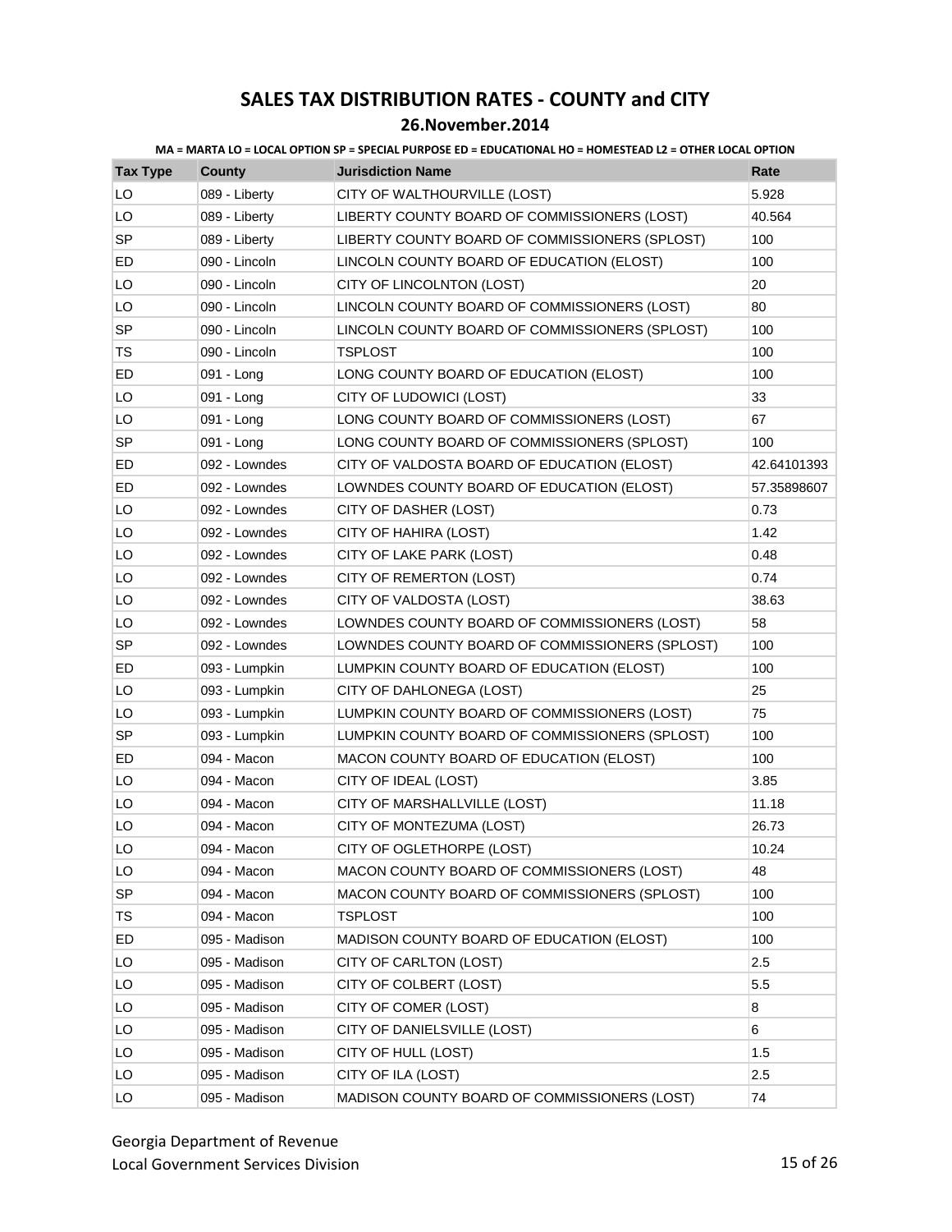# SALES TAX DISTRIBUTION RATES - COUNTY and CITY

## 26.November.2014

**MA = MARTA LO = LOCAL OPTION SP = SPECIAL PURPOSE ED = EDUCATIONAL HO = HOMESTEAD L2 = OTHER LOCAL OPTION**

| Tax Type | County | Jurisdiction Name | Rate |
|---|---|---|---|
| LO | 089 - Liberty | CITY OF WALTHOURVILLE (LOST) | 5.928 |
| LO | 089 - Liberty | LIBERTY COUNTY BOARD OF COMMISSIONERS (LOST) | 40.564 |
| SP | 089 - Liberty | LIBERTY COUNTY BOARD OF COMMISSIONERS (SPLOST) | 100 |
| ED | 090 - Lincoln | LINCOLN COUNTY BOARD OF EDUCATION (ELOST) | 100 |
| LO | 090 - Lincoln | CITY OF LINCOLNTON (LOST) | 20 |
| LO | 090 - Lincoln | LINCOLN COUNTY BOARD OF COMMISSIONERS (LOST) | 80 |
| SP | 090 - Lincoln | LINCOLN COUNTY BOARD OF COMMISSIONERS (SPLOST) | 100 |
| TS | 090 - Lincoln | TSPLOST | 100 |
| ED | 091 - Long | LONG COUNTY BOARD OF EDUCATION (ELOST) | 100 |
| LO | 091 - Long | CITY OF LUDOWICI (LOST) | 33 |
| LO | 091 - Long | LONG COUNTY BOARD OF COMMISSIONERS (LOST) | 67 |
| SP | 091 - Long | LONG COUNTY BOARD OF COMMISSIONERS (SPLOST) | 100 |
| ED | 092 - Lowndes | CITY OF VALDOSTA BOARD OF EDUCATION (ELOST) | 42.64101393 |
| ED | 092 - Lowndes | LOWNDES COUNTY BOARD OF EDUCATION (ELOST) | 57.35898607 |
| LO | 092 - Lowndes | CITY OF DASHER (LOST) | 0.73 |
| LO | 092 - Lowndes | CITY OF HAHIRA (LOST) | 1.42 |
| LO | 092 - Lowndes | CITY OF LAKE PARK (LOST) | 0.48 |
| LO | 092 - Lowndes | CITY OF REMERTON (LOST) | 0.74 |
| LO | 092 - Lowndes | CITY OF VALDOSTA (LOST) | 38.63 |
| LO | 092 - Lowndes | LOWNDES COUNTY BOARD OF COMMISSIONERS (LOST) | 58 |
| SP | 092 - Lowndes | LOWNDES COUNTY BOARD OF COMMISSIONERS (SPLOST) | 100 |
| ED | 093 - Lumpkin | LUMPKIN COUNTY BOARD OF EDUCATION (ELOST) | 100 |
| LO | 093 - Lumpkin | CITY OF DAHLONEGA (LOST) | 25 |
| LO | 093 - Lumpkin | LUMPKIN COUNTY BOARD OF COMMISSIONERS (LOST) | 75 |
| SP | 093 - Lumpkin | LUMPKIN COUNTY BOARD OF COMMISSIONERS (SPLOST) | 100 |
| ED | 094 - Macon | MACON COUNTY BOARD OF EDUCATION (ELOST) | 100 |
| LO | 094 - Macon | CITY OF IDEAL (LOST) | 3.85 |
| LO | 094 - Macon | CITY OF MARSHALLVILLE (LOST) | 11.18 |
| LO | 094 - Macon | CITY OF MONTEZUMA (LOST) | 26.73 |
| LO | 094 - Macon | CITY OF OGLETHORPE (LOST) | 10.24 |
| LO | 094 - Macon | MACON COUNTY BOARD OF COMMISSIONERS (LOST) | 48 |
| SP | 094 - Macon | MACON COUNTY BOARD OF COMMISSIONERS (SPLOST) | 100 |
| TS | 094 - Macon | TSPLOST | 100 |
| ED | 095 - Madison | MADISON COUNTY BOARD OF EDUCATION (ELOST) | 100 |
| LO | 095 - Madison | CITY OF CARLTON (LOST) | 2.5 |
| LO | 095 - Madison | CITY OF COLBERT (LOST) | 5.5 |
| LO | 095 - Madison | CITY OF COMER (LOST) | 8 |
| LO | 095 - Madison | CITY OF DANIELSVILLE (LOST) | 6 |
| LO | 095 - Madison | CITY OF HULL (LOST) | 1.5 |
| LO | 095 - Madison | CITY OF ILA (LOST) | 2.5 |
| LO | 095 - Madison | MADISON COUNTY BOARD OF COMMISSIONERS (LOST) | 74 |

Georgia Department of Revenue
Local Government Services Division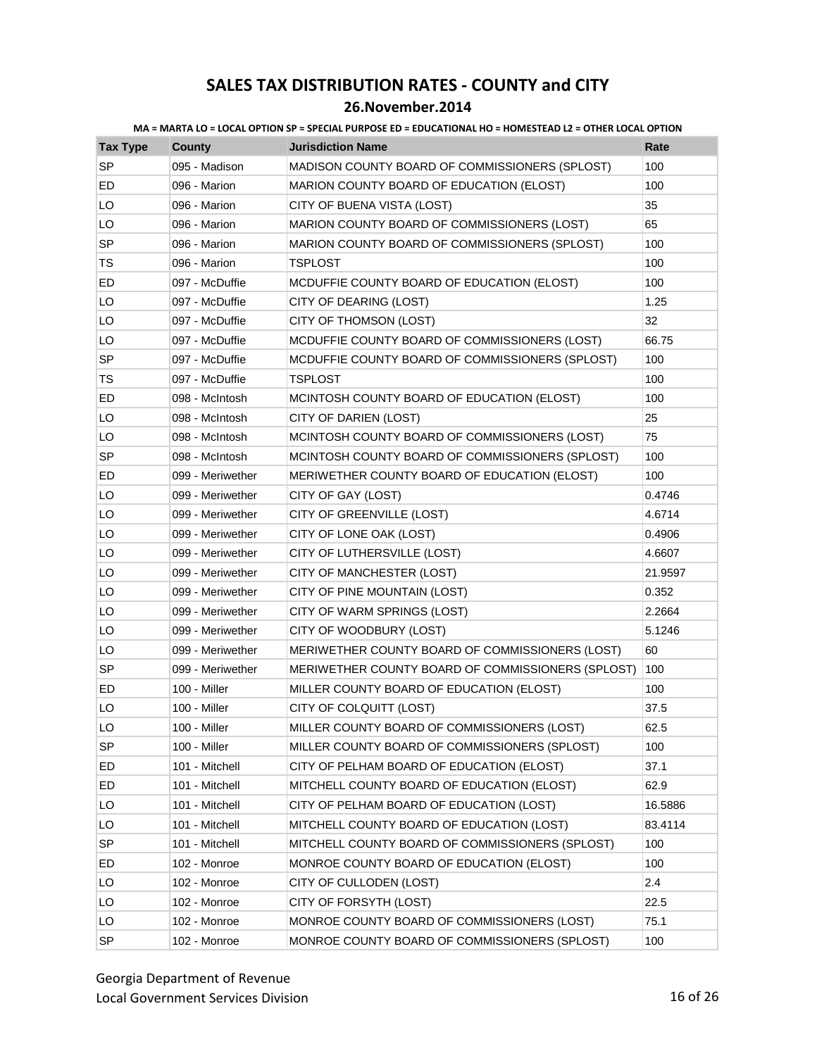# SALES TAX DISTRIBUTION RATES - COUNTY and CITY

## 26.November.2014

**MA = MARTA LO = LOCAL OPTION SP = SPECIAL PURPOSE ED = EDUCATIONAL HO = HOMESTEAD L2 = OTHER LOCAL OPTION**

| Tax Type | County | Jurisdiction Name | Rate |
|---|---|---|---|
| SP | 095 - Madison | MADISON COUNTY BOARD OF COMMISSIONERS (SPLOST) | 100 |
| ED | 096 - Marion | MARION COUNTY BOARD OF EDUCATION (ELOST) | 100 |
| LO | 096 - Marion | CITY OF BUENA VISTA (LOST) | 35 |
| LO | 096 - Marion | MARION COUNTY BOARD OF COMMISSIONERS (LOST) | 65 |
| SP | 096 - Marion | MARION COUNTY BOARD OF COMMISSIONERS (SPLOST) | 100 |
| TS | 096 - Marion | TSPLOST | 100 |
| ED | 097 - McDuffie | MCDUFFIE COUNTY BOARD OF EDUCATION (ELOST) | 100 |
| LO | 097 - McDuffie | CITY OF DEARING (LOST) | 1.25 |
| LO | 097 - McDuffie | CITY OF THOMSON (LOST) | 32 |
| LO | 097 - McDuffie | MCDUFFIE COUNTY BOARD OF COMMISSIONERS (LOST) | 66.75 |
| SP | 097 - McDuffie | MCDUFFIE COUNTY BOARD OF COMMISSIONERS (SPLOST) | 100 |
| TS | 097 - McDuffie | TSPLOST | 100 |
| ED | 098 - McIntosh | MCINTOSH COUNTY BOARD OF EDUCATION (ELOST) | 100 |
| LO | 098 - McIntosh | CITY OF DARIEN (LOST) | 25 |
| LO | 098 - McIntosh | MCINTOSH COUNTY BOARD OF COMMISSIONERS (LOST) | 75 |
| SP | 098 - McIntosh | MCINTOSH COUNTY BOARD OF COMMISSIONERS (SPLOST) | 100 |
| ED | 099 - Meriwether | MERIWETHER COUNTY BOARD OF EDUCATION (ELOST) | 100 |
| LO | 099 - Meriwether | CITY OF GAY (LOST) | 0.4746 |
| LO | 099 - Meriwether | CITY OF GREENVILLE (LOST) | 4.6714 |
| LO | 099 - Meriwether | CITY OF LONE OAK (LOST) | 0.4906 |
| LO | 099 - Meriwether | CITY OF LUTHERSVILLE (LOST) | 4.6607 |
| LO | 099 - Meriwether | CITY OF MANCHESTER (LOST) | 21.9597 |
| LO | 099 - Meriwether | CITY OF PINE MOUNTAIN (LOST) | 0.352 |
| LO | 099 - Meriwether | CITY OF WARM SPRINGS (LOST) | 2.2664 |
| LO | 099 - Meriwether | CITY OF WOODBURY (LOST) | 5.1246 |
| LO | 099 - Meriwether | MERIWETHER COUNTY BOARD OF COMMISSIONERS (LOST) | 60 |
| SP | 099 - Meriwether | MERIWETHER COUNTY BOARD OF COMMISSIONERS (SPLOST) | 100 |
| ED | 100 - Miller | MILLER COUNTY BOARD OF EDUCATION (ELOST) | 100 |
| LO | 100 - Miller | CITY OF COLQUITT (LOST) | 37.5 |
| LO | 100 - Miller | MILLER COUNTY BOARD OF COMMISSIONERS (LOST) | 62.5 |
| SP | 100 - Miller | MILLER COUNTY BOARD OF COMMISSIONERS (SPLOST) | 100 |
| ED | 101 - Mitchell | CITY OF PELHAM BOARD OF EDUCATION (ELOST) | 37.1 |
| ED | 101 - Mitchell | MITCHELL COUNTY BOARD OF EDUCATION (ELOST) | 62.9 |
| LO | 101 - Mitchell | CITY OF PELHAM BOARD OF EDUCATION (LOST) | 16.5886 |
| LO | 101 - Mitchell | MITCHELL COUNTY BOARD OF EDUCATION (LOST) | 83.4114 |
| SP | 101 - Mitchell | MITCHELL COUNTY BOARD OF COMMISSIONERS (SPLOST) | 100 |
| ED | 102 - Monroe | MONROE COUNTY BOARD OF EDUCATION (ELOST) | 100 |
| LO | 102 - Monroe | CITY OF CULLODEN (LOST) | 2.4 |
| LO | 102 - Monroe | CITY OF FORSYTH (LOST) | 22.5 |
| LO | 102 - Monroe | MONROE COUNTY BOARD OF COMMISSIONERS (LOST) | 75.1 |
| SP | 102 - Monroe | MONROE COUNTY BOARD OF COMMISSIONERS (SPLOST) | 100 |

Georgia Department of Revenue
Local Government Services Division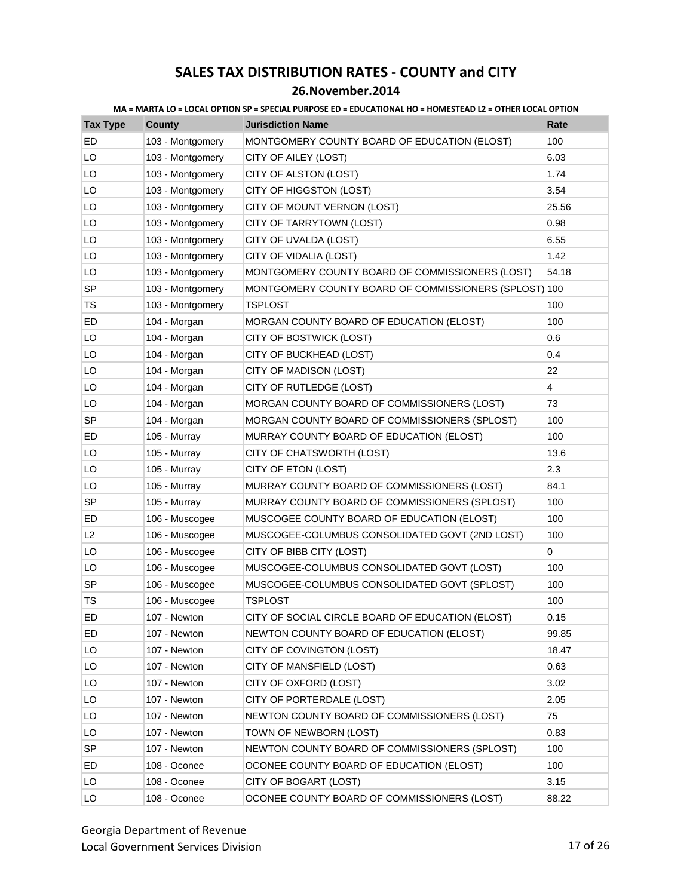# SALES TAX DISTRIBUTION RATES - COUNTY and CITY

## 26.November.2014

**MA = MARTA LO = LOCAL OPTION SP = SPECIAL PURPOSE ED = EDUCATIONAL HO = HOMESTEAD L2 = OTHER LOCAL OPTION**

| Tax Type | County | Jurisdiction Name | Rate |
|---|---|---|---|
| ED | 103 - Montgomery | MONTGOMERY COUNTY BOARD OF EDUCATION (ELOST) | 100 |
| LO | 103 - Montgomery | CITY OF AILEY (LOST) | 6.03 |
| LO | 103 - Montgomery | CITY OF ALSTON (LOST) | 1.74 |
| LO | 103 - Montgomery | CITY OF HIGGSTON (LOST) | 3.54 |
| LO | 103 - Montgomery | CITY OF MOUNT VERNON (LOST) | 25.56 |
| LO | 103 - Montgomery | CITY OF TARRYTOWN (LOST) | 0.98 |
| LO | 103 - Montgomery | CITY OF UVALDA (LOST) | 6.55 |
| LO | 103 - Montgomery | CITY OF VIDALIA (LOST) | 1.42 |
| LO | 103 - Montgomery | MONTGOMERY COUNTY BOARD OF COMMISSIONERS (LOST) | 54.18 |
| SP | 103 - Montgomery | MONTGOMERY COUNTY BOARD OF COMMISSIONERS (SPLOST) | 100 |
| TS | 103 - Montgomery | TSPLOST | 100 |
| ED | 104 - Morgan | MORGAN COUNTY BOARD OF EDUCATION (ELOST) | 100 |
| LO | 104 - Morgan | CITY OF BOSTWICK (LOST) | 0.6 |
| LO | 104 - Morgan | CITY OF BUCKHEAD (LOST) | 0.4 |
| LO | 104 - Morgan | CITY OF MADISON (LOST) | 22 |
| LO | 104 - Morgan | CITY OF RUTLEDGE (LOST) | 4 |
| LO | 104 - Morgan | MORGAN COUNTY BOARD OF COMMISSIONERS (LOST) | 73 |
| SP | 104 - Morgan | MORGAN COUNTY BOARD OF COMMISSIONERS (SPLOST) | 100 |
| ED | 105 - Murray | MURRAY COUNTY BOARD OF EDUCATION (ELOST) | 100 |
| LO | 105 - Murray | CITY OF CHATSWORTH (LOST) | 13.6 |
| LO | 105 - Murray | CITY OF ETON (LOST) | 2.3 |
| LO | 105 - Murray | MURRAY COUNTY BOARD OF COMMISSIONERS (LOST) | 84.1 |
| SP | 105 - Murray | MURRAY COUNTY BOARD OF COMMISSIONERS (SPLOST) | 100 |
| ED | 106 - Muscogee | MUSCOGEE COUNTY BOARD OF EDUCATION (ELOST) | 100 |
| L2 | 106 - Muscogee | MUSCOGEE-COLUMBUS CONSOLIDATED GOVT (2ND LOST) | 100 |
| LO | 106 - Muscogee | CITY OF BIBB CITY (LOST) | 0 |
| LO | 106 - Muscogee | MUSCOGEE-COLUMBUS CONSOLIDATED GOVT (LOST) | 100 |
| SP | 106 - Muscogee | MUSCOGEE-COLUMBUS CONSOLIDATED GOVT (SPLOST) | 100 |
| TS | 106 - Muscogee | TSPLOST | 100 |
| ED | 107 - Newton | CITY OF SOCIAL CIRCLE BOARD OF EDUCATION (ELOST) | 0.15 |
| ED | 107 - Newton | NEWTON COUNTY BOARD OF EDUCATION (ELOST) | 99.85 |
| LO | 107 - Newton | CITY OF COVINGTON (LOST) | 18.47 |
| LO | 107 - Newton | CITY OF MANSFIELD (LOST) | 0.63 |
| LO | 107 - Newton | CITY OF OXFORD (LOST) | 3.02 |
| LO | 107 - Newton | CITY OF PORTERDALE (LOST) | 2.05 |
| LO | 107 - Newton | NEWTON COUNTY BOARD OF COMMISSIONERS (LOST) | 75 |
| LO | 107 - Newton | TOWN OF NEWBORN (LOST) | 0.83 |
| SP | 107 - Newton | NEWTON COUNTY BOARD OF COMMISSIONERS (SPLOST) | 100 |
| ED | 108 - Oconee | OCONEE COUNTY BOARD OF EDUCATION (ELOST) | 100 |
| LO | 108 - Oconee | CITY OF BOGART (LOST) | 3.15 |
| LO | 108 - Oconee | OCONEE COUNTY BOARD OF COMMISSIONERS (LOST) | 88.22 |

Georgia Department of Revenue
Local Government Services Division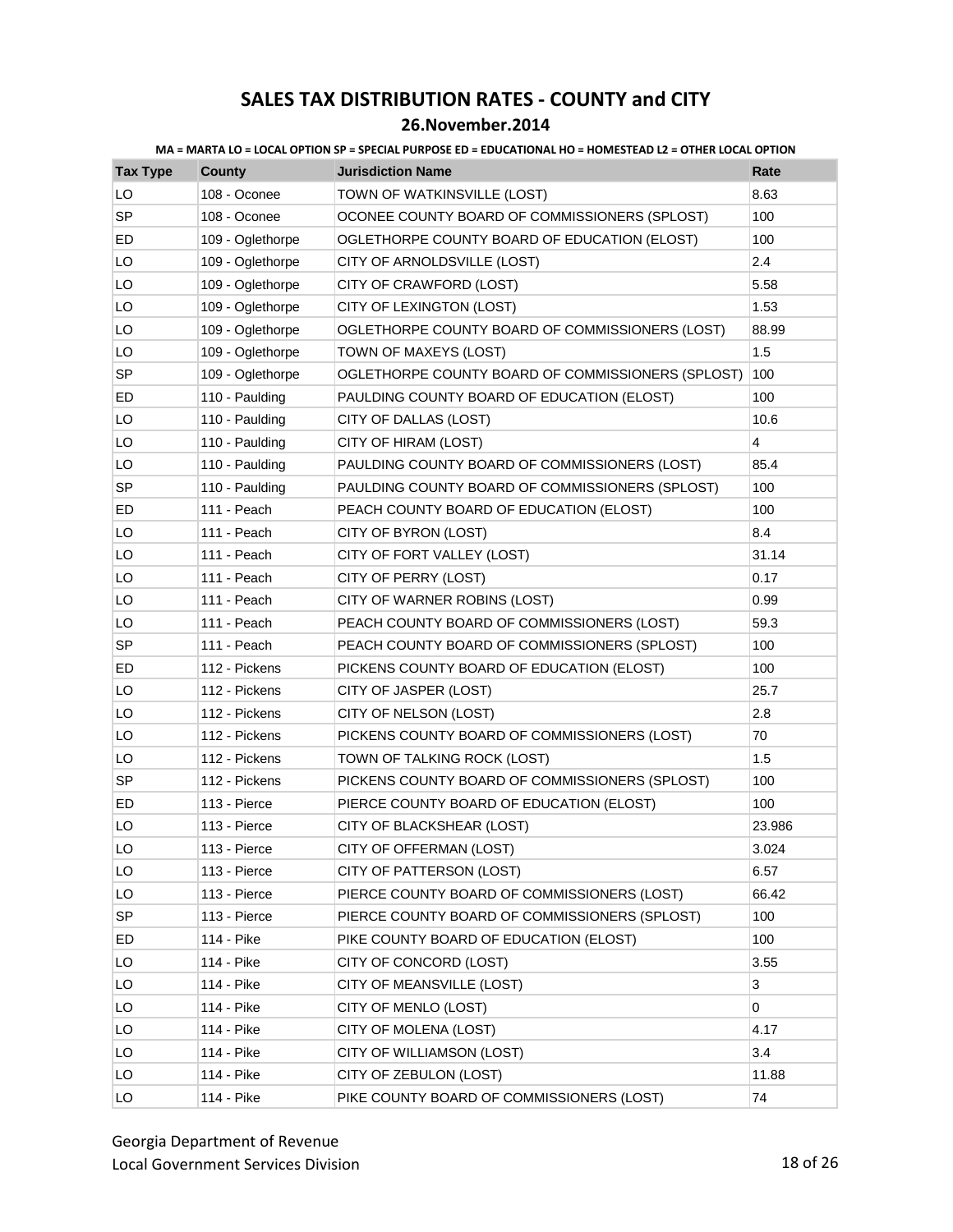# SALES TAX DISTRIBUTION RATES - COUNTY and CITY

## 26.November.2014

**MA = MARTA LO = LOCAL OPTION SP = SPECIAL PURPOSE ED = EDUCATIONAL HO = HOMESTEAD L2 = OTHER LOCAL OPTION**

| Tax Type | County | Jurisdiction Name | Rate |
|---|---|---|---|
| LO | 108 - Oconee | TOWN OF WATKINSVILLE (LOST) | 8.63 |
| SP | 108 - Oconee | OCONEE COUNTY BOARD OF COMMISSIONERS (SPLOST) | 100 |
| ED | 109 - Oglethorpe | OGLETHORPE COUNTY BOARD OF EDUCATION (ELOST) | 100 |
| LO | 109 - Oglethorpe | CITY OF ARNOLDSVILLE (LOST) | 2.4 |
| LO | 109 - Oglethorpe | CITY OF CRAWFORD (LOST) | 5.58 |
| LO | 109 - Oglethorpe | CITY OF LEXINGTON (LOST) | 1.53 |
| LO | 109 - Oglethorpe | OGLETHORPE COUNTY BOARD OF COMMISSIONERS (LOST) | 88.99 |
| LO | 109 - Oglethorpe | TOWN OF MAXEYS (LOST) | 1.5 |
| SP | 109 - Oglethorpe | OGLETHORPE COUNTY BOARD OF COMMISSIONERS (SPLOST) | 100 |
| ED | 110 - Paulding | PAULDING COUNTY BOARD OF EDUCATION (ELOST) | 100 |
| LO | 110 - Paulding | CITY OF DALLAS (LOST) | 10.6 |
| LO | 110 - Paulding | CITY OF HIRAM (LOST) | 4 |
| LO | 110 - Paulding | PAULDING COUNTY BOARD OF COMMISSIONERS (LOST) | 85.4 |
| SP | 110 - Paulding | PAULDING COUNTY BOARD OF COMMISSIONERS (SPLOST) | 100 |
| ED | 111 - Peach | PEACH COUNTY BOARD OF EDUCATION (ELOST) | 100 |
| LO | 111 - Peach | CITY OF BYRON (LOST) | 8.4 |
| LO | 111 - Peach | CITY OF FORT VALLEY (LOST) | 31.14 |
| LO | 111 - Peach | CITY OF PERRY (LOST) | 0.17 |
| LO | 111 - Peach | CITY OF WARNER ROBINS (LOST) | 0.99 |
| LO | 111 - Peach | PEACH COUNTY BOARD OF COMMISSIONERS (LOST) | 59.3 |
| SP | 111 - Peach | PEACH COUNTY BOARD OF COMMISSIONERS (SPLOST) | 100 |
| ED | 112 - Pickens | PICKENS COUNTY BOARD OF EDUCATION (ELOST) | 100 |
| LO | 112 - Pickens | CITY OF JASPER (LOST) | 25.7 |
| LO | 112 - Pickens | CITY OF NELSON (LOST) | 2.8 |
| LO | 112 - Pickens | PICKENS COUNTY BOARD OF COMMISSIONERS (LOST) | 70 |
| LO | 112 - Pickens | TOWN OF TALKING ROCK (LOST) | 1.5 |
| SP | 112 - Pickens | PICKENS COUNTY BOARD OF COMMISSIONERS (SPLOST) | 100 |
| ED | 113 - Pierce | PIERCE COUNTY BOARD OF EDUCATION (ELOST) | 100 |
| LO | 113 - Pierce | CITY OF BLACKSHEAR (LOST) | 23.986 |
| LO | 113 - Pierce | CITY OF OFFERMAN (LOST) | 3.024 |
| LO | 113 - Pierce | CITY OF PATTERSON (LOST) | 6.57 |
| LO | 113 - Pierce | PIERCE COUNTY BOARD OF COMMISSIONERS (LOST) | 66.42 |
| SP | 113 - Pierce | PIERCE COUNTY BOARD OF COMMISSIONERS (SPLOST) | 100 |
| ED | 114 - Pike | PIKE COUNTY BOARD OF EDUCATION (ELOST) | 100 |
| LO | 114 - Pike | CITY OF CONCORD (LOST) | 3.55 |
| LO | 114 - Pike | CITY OF MEANSVILLE (LOST) | 3 |
| LO | 114 - Pike | CITY OF MENLO (LOST) | 0 |
| LO | 114 - Pike | CITY OF MOLENA (LOST) | 4.17 |
| LO | 114 - Pike | CITY OF WILLIAMSON (LOST) | 3.4 |
| LO | 114 - Pike | CITY OF ZEBULON (LOST) | 11.88 |
| LO | 114 - Pike | PIKE COUNTY BOARD OF COMMISSIONERS (LOST) | 74 |

Georgia Department of Revenue
Local Government Services Division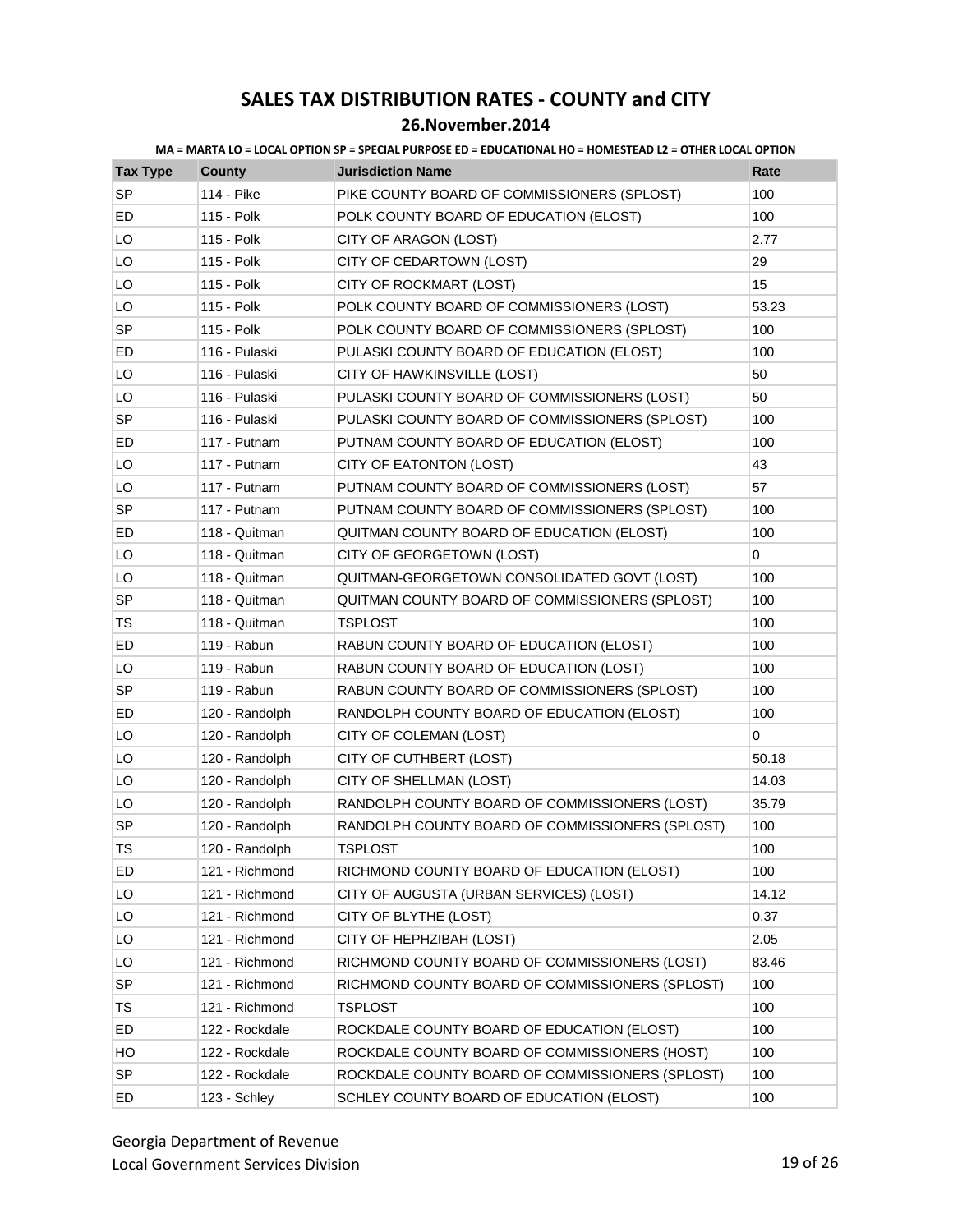# SALES TAX DISTRIBUTION RATES - COUNTY and CITY

## 26.November.2014

**MA = MARTA LO = LOCAL OPTION SP = SPECIAL PURPOSE ED = EDUCATIONAL HO = HOMESTEAD L2 = OTHER LOCAL OPTION**

| Tax Type | County | Jurisdiction Name | Rate |
|---|---|---|---|
| SP | 114 - Pike | PIKE COUNTY BOARD OF COMMISSIONERS (SPLOST) | 100 |
| ED | 115 - Polk | POLK COUNTY BOARD OF EDUCATION (ELOST) | 100 |
| LO | 115 - Polk | CITY OF ARAGON (LOST) | 2.77 |
| LO | 115 - Polk | CITY OF CEDARTOWN (LOST) | 29 |
| LO | 115 - Polk | CITY OF ROCKMART (LOST) | 15 |
| LO | 115 - Polk | POLK COUNTY BOARD OF COMMISSIONERS (LOST) | 53.23 |
| SP | 115 - Polk | POLK COUNTY BOARD OF COMMISSIONERS (SPLOST) | 100 |
| ED | 116 - Pulaski | PULASKI COUNTY BOARD OF EDUCATION (ELOST) | 100 |
| LO | 116 - Pulaski | CITY OF HAWKINSVILLE (LOST) | 50 |
| LO | 116 - Pulaski | PULASKI COUNTY BOARD OF COMMISSIONERS (LOST) | 50 |
| SP | 116 - Pulaski | PULASKI COUNTY BOARD OF COMMISSIONERS (SPLOST) | 100 |
| ED | 117 - Putnam | PUTNAM COUNTY BOARD OF EDUCATION (ELOST) | 100 |
| LO | 117 - Putnam | CITY OF EATONTON (LOST) | 43 |
| LO | 117 - Putnam | PUTNAM COUNTY BOARD OF COMMISSIONERS (LOST) | 57 |
| SP | 117 - Putnam | PUTNAM COUNTY BOARD OF COMMISSIONERS (SPLOST) | 100 |
| ED | 118 - Quitman | QUITMAN COUNTY BOARD OF EDUCATION (ELOST) | 100 |
| LO | 118 - Quitman | CITY OF GEORGETOWN (LOST) | 0 |
| LO | 118 - Quitman | QUITMAN-GEORGETOWN CONSOLIDATED GOVT (LOST) | 100 |
| SP | 118 - Quitman | QUITMAN COUNTY BOARD OF COMMISSIONERS (SPLOST) | 100 |
| TS | 118 - Quitman | TSPLOST | 100 |
| ED | 119 - Rabun | RABUN COUNTY BOARD OF EDUCATION (ELOST) | 100 |
| LO | 119 - Rabun | RABUN COUNTY BOARD OF EDUCATION (LOST) | 100 |
| SP | 119 - Rabun | RABUN COUNTY BOARD OF COMMISSIONERS (SPLOST) | 100 |
| ED | 120 - Randolph | RANDOLPH COUNTY BOARD OF EDUCATION (ELOST) | 100 |
| LO | 120 - Randolph | CITY OF COLEMAN (LOST) | 0 |
| LO | 120 - Randolph | CITY OF CUTHBERT (LOST) | 50.18 |
| LO | 120 - Randolph | CITY OF SHELLMAN (LOST) | 14.03 |
| LO | 120 - Randolph | RANDOLPH COUNTY BOARD OF COMMISSIONERS (LOST) | 35.79 |
| SP | 120 - Randolph | RANDOLPH COUNTY BOARD OF COMMISSIONERS (SPLOST) | 100 |
| TS | 120 - Randolph | TSPLOST | 100 |
| ED | 121 - Richmond | RICHMOND COUNTY BOARD OF EDUCATION (ELOST) | 100 |
| LO | 121 - Richmond | CITY OF AUGUSTA (URBAN SERVICES) (LOST) | 14.12 |
| LO | 121 - Richmond | CITY OF BLYTHE (LOST) | 0.37 |
| LO | 121 - Richmond | CITY OF HEPHZIBAH (LOST) | 2.05 |
| LO | 121 - Richmond | RICHMOND COUNTY BOARD OF COMMISSIONERS (LOST) | 83.46 |
| SP | 121 - Richmond | RICHMOND COUNTY BOARD OF COMMISSIONERS (SPLOST) | 100 |
| TS | 121 - Richmond | TSPLOST | 100 |
| ED | 122 - Rockdale | ROCKDALE COUNTY BOARD OF EDUCATION (ELOST) | 100 |
| HO | 122 - Rockdale | ROCKDALE COUNTY BOARD OF COMMISSIONERS (HOST) | 100 |
| SP | 122 - Rockdale | ROCKDALE COUNTY BOARD OF COMMISSIONERS (SPLOST) | 100 |
| ED | 123 - Schley | SCHLEY COUNTY BOARD OF EDUCATION (ELOST) | 100 |

Georgia Department of Revenue
Local Government Services Division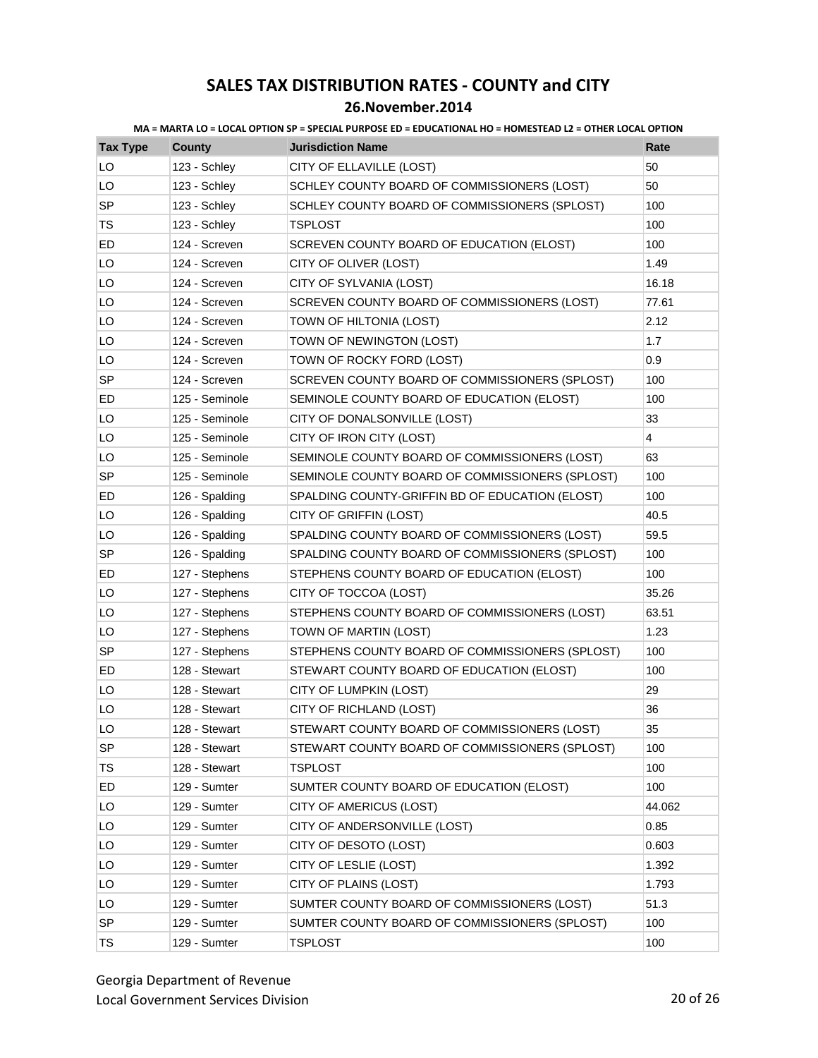# SALES TAX DISTRIBUTION RATES - COUNTY and CITY

## 26.November.2014

**MA = MARTA LO = LOCAL OPTION SP = SPECIAL PURPOSE ED = EDUCATIONAL HO = HOMESTEAD L2 = OTHER LOCAL OPTION**

| Tax Type | County | Jurisdiction Name | Rate |
|---|---|---|---|
| LO | 123 - Schley | CITY OF ELLAVILLE (LOST) | 50 |
| LO | 123 - Schley | SCHLEY COUNTY BOARD OF COMMISSIONERS (LOST) | 50 |
| SP | 123 - Schley | SCHLEY COUNTY BOARD OF COMMISSIONERS (SPLOST) | 100 |
| TS | 123 - Schley | TSPLOST | 100 |
| ED | 124 - Screven | SCREVEN COUNTY BOARD OF EDUCATION (ELOST) | 100 |
| LO | 124 - Screven | CITY OF OLIVER (LOST) | 1.49 |
| LO | 124 - Screven | CITY OF SYLVANIA (LOST) | 16.18 |
| LO | 124 - Screven | SCREVEN COUNTY BOARD OF COMMISSIONERS (LOST) | 77.61 |
| LO | 124 - Screven | TOWN OF HILTONIA (LOST) | 2.12 |
| LO | 124 - Screven | TOWN OF NEWINGTON (LOST) | 1.7 |
| LO | 124 - Screven | TOWN OF ROCKY FORD (LOST) | 0.9 |
| SP | 124 - Screven | SCREVEN COUNTY BOARD OF COMMISSIONERS (SPLOST) | 100 |
| ED | 125 - Seminole | SEMINOLE COUNTY BOARD OF EDUCATION (ELOST) | 100 |
| LO | 125 - Seminole | CITY OF DONALSONVILLE (LOST) | 33 |
| LO | 125 - Seminole | CITY OF IRON CITY (LOST) | 4 |
| LO | 125 - Seminole | SEMINOLE COUNTY BOARD OF COMMISSIONERS (LOST) | 63 |
| SP | 125 - Seminole | SEMINOLE COUNTY BOARD OF COMMISSIONERS (SPLOST) | 100 |
| ED | 126 - Spalding | SPALDING COUNTY-GRIFFIN BD OF EDUCATION (ELOST) | 100 |
| LO | 126 - Spalding | CITY OF GRIFFIN (LOST) | 40.5 |
| LO | 126 - Spalding | SPALDING COUNTY BOARD OF COMMISSIONERS (LOST) | 59.5 |
| SP | 126 - Spalding | SPALDING COUNTY BOARD OF COMMISSIONERS (SPLOST) | 100 |
| ED | 127 - Stephens | STEPHENS COUNTY BOARD OF EDUCATION (ELOST) | 100 |
| LO | 127 - Stephens | CITY OF TOCCOA (LOST) | 35.26 |
| LO | 127 - Stephens | STEPHENS COUNTY BOARD OF COMMISSIONERS (LOST) | 63.51 |
| LO | 127 - Stephens | TOWN OF MARTIN (LOST) | 1.23 |
| SP | 127 - Stephens | STEPHENS COUNTY BOARD OF COMMISSIONERS (SPLOST) | 100 |
| ED | 128 - Stewart | STEWART COUNTY BOARD OF EDUCATION (ELOST) | 100 |
| LO | 128 - Stewart | CITY OF LUMPKIN (LOST) | 29 |
| LO | 128 - Stewart | CITY OF RICHLAND (LOST) | 36 |
| LO | 128 - Stewart | STEWART COUNTY BOARD OF COMMISSIONERS (LOST) | 35 |
| SP | 128 - Stewart | STEWART COUNTY BOARD OF COMMISSIONERS (SPLOST) | 100 |
| TS | 128 - Stewart | TSPLOST | 100 |
| ED | 129 - Sumter | SUMTER COUNTY BOARD OF EDUCATION (ELOST) | 100 |
| LO | 129 - Sumter | CITY OF AMERICUS (LOST) | 44.062 |
| LO | 129 - Sumter | CITY OF ANDERSONVILLE (LOST) | 0.85 |
| LO | 129 - Sumter | CITY OF DESOTO (LOST) | 0.603 |
| LO | 129 - Sumter | CITY OF LESLIE (LOST) | 1.392 |
| LO | 129 - Sumter | CITY OF PLAINS (LOST) | 1.793 |
| LO | 129 - Sumter | SUMTER COUNTY BOARD OF COMMISSIONERS (LOST) | 51.3 |
| SP | 129 - Sumter | SUMTER COUNTY BOARD OF COMMISSIONERS (SPLOST) | 100 |
| TS | 129 - Sumter | TSPLOST | 100 |

Georgia Department of Revenue
Local Government Services Division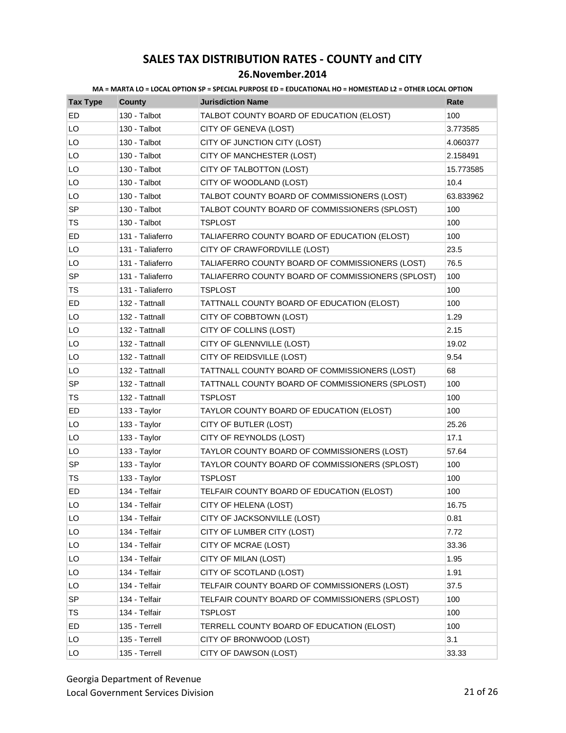# SALES TAX DISTRIBUTION RATES - COUNTY and CITY

## 26.November.2014

MA = MARTA LO = LOCAL OPTION SP = SPECIAL PURPOSE ED = EDUCATIONAL HO = HOMESTEAD L2 = OTHER LOCAL OPTION

| Tax Type | County | Jurisdiction Name | Rate |
|---|---|---|---|
| ED | 130 - Talbot | TALBOT COUNTY BOARD OF EDUCATION (ELOST) | 100 |
| LO | 130 - Talbot | CITY OF GENEVA (LOST) | 3.773585 |
| LO | 130 - Talbot | CITY OF JUNCTION CITY (LOST) | 4.060377 |
| LO | 130 - Talbot | CITY OF MANCHESTER (LOST) | 2.158491 |
| LO | 130 - Talbot | CITY OF TALBOTTON (LOST) | 15.773585 |
| LO | 130 - Talbot | CITY OF WOODLAND (LOST) | 10.4 |
| LO | 130 - Talbot | TALBOT COUNTY BOARD OF COMMISSIONERS (LOST) | 63.833962 |
| SP | 130 - Talbot | TALBOT COUNTY BOARD OF COMMISSIONERS (SPLOST) | 100 |
| TS | 130 - Talbot | TSPLOST | 100 |
| ED | 131 - Taliaferro | TALIAFERRO COUNTY BOARD OF EDUCATION (ELOST) | 100 |
| LO | 131 - Taliaferro | CITY OF CRAWFORDVILLE (LOST) | 23.5 |
| LO | 131 - Taliaferro | TALIAFERRO COUNTY BOARD OF COMMISSIONERS (LOST) | 76.5 |
| SP | 131 - Taliaferro | TALIAFERRO COUNTY BOARD OF COMMISSIONERS (SPLOST) | 100 |
| TS | 131 - Taliaferro | TSPLOST | 100 |
| ED | 132 - Tattnall | TATTNALL COUNTY BOARD OF EDUCATION (ELOST) | 100 |
| LO | 132 - Tattnall | CITY OF COBBTOWN (LOST) | 1.29 |
| LO | 132 - Tattnall | CITY OF COLLINS (LOST) | 2.15 |
| LO | 132 - Tattnall | CITY OF GLENNVILLE (LOST) | 19.02 |
| LO | 132 - Tattnall | CITY OF REIDSVILLE (LOST) | 9.54 |
| LO | 132 - Tattnall | TATTNALL COUNTY BOARD OF COMMISSIONERS (LOST) | 68 |
| SP | 132 - Tattnall | TATTNALL COUNTY BOARD OF COMMISSIONERS (SPLOST) | 100 |
| TS | 132 - Tattnall | TSPLOST | 100 |
| ED | 133 - Taylor | TAYLOR COUNTY BOARD OF EDUCATION (ELOST) | 100 |
| LO | 133 - Taylor | CITY OF BUTLER (LOST) | 25.26 |
| LO | 133 - Taylor | CITY OF REYNOLDS (LOST) | 17.1 |
| LO | 133 - Taylor | TAYLOR COUNTY BOARD OF COMMISSIONERS (LOST) | 57.64 |
| SP | 133 - Taylor | TAYLOR COUNTY BOARD OF COMMISSIONERS (SPLOST) | 100 |
| TS | 133 - Taylor | TSPLOST | 100 |
| ED | 134 - Telfair | TELFAIR COUNTY BOARD OF EDUCATION (ELOST) | 100 |
| LO | 134 - Telfair | CITY OF HELENA (LOST) | 16.75 |
| LO | 134 - Telfair | CITY OF JACKSONVILLE (LOST) | 0.81 |
| LO | 134 - Telfair | CITY OF LUMBER CITY (LOST) | 7.72 |
| LO | 134 - Telfair | CITY OF MCRAE (LOST) | 33.36 |
| LO | 134 - Telfair | CITY OF MILAN (LOST) | 1.95 |
| LO | 134 - Telfair | CITY OF SCOTLAND (LOST) | 1.91 |
| LO | 134 - Telfair | TELFAIR COUNTY BOARD OF COMMISSIONERS (LOST) | 37.5 |
| SP | 134 - Telfair | TELFAIR COUNTY BOARD OF COMMISSIONERS (SPLOST) | 100 |
| TS | 134 - Telfair | TSPLOST | 100 |
| ED | 135 - Terrell | TERRELL COUNTY BOARD OF EDUCATION (ELOST) | 100 |
| LO | 135 - Terrell | CITY OF BRONWOOD (LOST) | 3.1 |
| LO | 135 - Terrell | CITY OF DAWSON (LOST) | 33.33 |

Georgia Department of Revenue
Local Government Services Division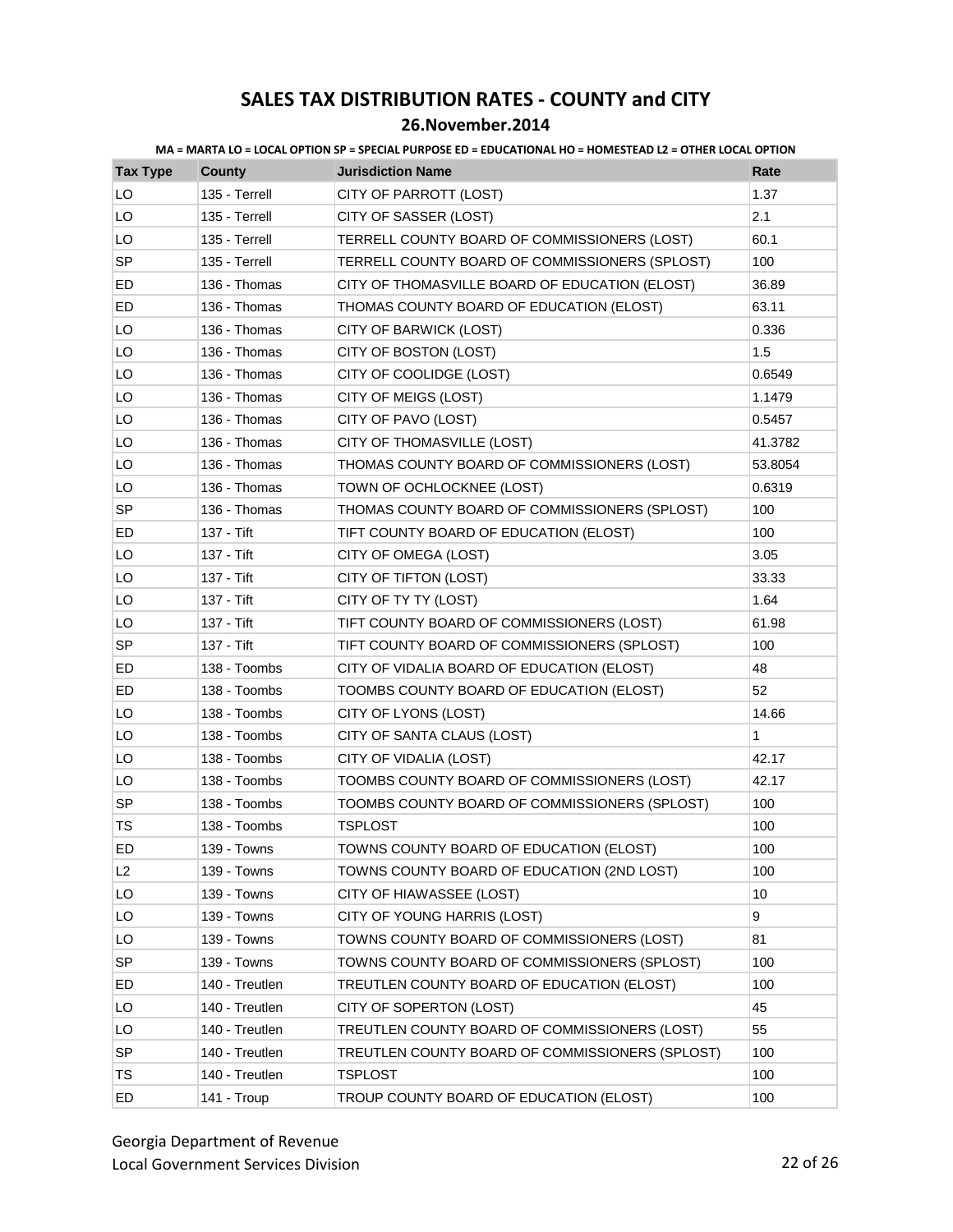# SALES TAX DISTRIBUTION RATES - COUNTY and CITY

## 26.November.2014

**MA = MARTA LO = LOCAL OPTION SP = SPECIAL PURPOSE ED = EDUCATIONAL HO = HOMESTEAD L2 = OTHER LOCAL OPTION**

| Tax Type | County | Jurisdiction Name | Rate |
|---|---|---|---|
| LO | 135 - Terrell | CITY OF PARROTT (LOST) | 1.37 |
| LO | 135 - Terrell | CITY OF SASSER (LOST) | 2.1 |
| LO | 135 - Terrell | TERRELL COUNTY BOARD OF COMMISSIONERS (LOST) | 60.1 |
| SP | 135 - Terrell | TERRELL COUNTY BOARD OF COMMISSIONERS (SPLOST) | 100 |
| ED | 136 - Thomas | CITY OF THOMASVILLE BOARD OF EDUCATION (ELOST) | 36.89 |
| ED | 136 - Thomas | THOMAS COUNTY BOARD OF EDUCATION (ELOST) | 63.11 |
| LO | 136 - Thomas | CITY OF BARWICK (LOST) | 0.336 |
| LO | 136 - Thomas | CITY OF BOSTON (LOST) | 1.5 |
| LO | 136 - Thomas | CITY OF COOLIDGE (LOST) | 0.6549 |
| LO | 136 - Thomas | CITY OF MEIGS (LOST) | 1.1479 |
| LO | 136 - Thomas | CITY OF PAVO (LOST) | 0.5457 |
| LO | 136 - Thomas | CITY OF THOMASVILLE (LOST) | 41.3782 |
| LO | 136 - Thomas | THOMAS COUNTY BOARD OF COMMISSIONERS (LOST) | 53.8054 |
| LO | 136 - Thomas | TOWN OF OCHLOCKNEE (LOST) | 0.6319 |
| SP | 136 - Thomas | THOMAS COUNTY BOARD OF COMMISSIONERS (SPLOST) | 100 |
| ED | 137 - Tift | TIFT COUNTY BOARD OF EDUCATION (ELOST) | 100 |
| LO | 137 - Tift | CITY OF OMEGA (LOST) | 3.05 |
| LO | 137 - Tift | CITY OF TIFTON (LOST) | 33.33 |
| LO | 137 - Tift | CITY OF TY TY (LOST) | 1.64 |
| LO | 137 - Tift | TIFT COUNTY BOARD OF COMMISSIONERS (LOST) | 61.98 |
| SP | 137 - Tift | TIFT COUNTY BOARD OF COMMISSIONERS (SPLOST) | 100 |
| ED | 138 - Toombs | CITY OF VIDALIA BOARD OF EDUCATION (ELOST) | 48 |
| ED | 138 - Toombs | TOOMBS COUNTY BOARD OF EDUCATION (ELOST) | 52 |
| LO | 138 - Toombs | CITY OF LYONS (LOST) | 14.66 |
| LO | 138 - Toombs | CITY OF SANTA CLAUS (LOST) | 1 |
| LO | 138 - Toombs | CITY OF VIDALIA (LOST) | 42.17 |
| LO | 138 - Toombs | TOOMBS COUNTY BOARD OF COMMISSIONERS (LOST) | 42.17 |
| SP | 138 - Toombs | TOOMBS COUNTY BOARD OF COMMISSIONERS (SPLOST) | 100 |
| TS | 138 - Toombs | TSPLOST | 100 |
| ED | 139 - Towns | TOWNS COUNTY BOARD OF EDUCATION (ELOST) | 100 |
| L2 | 139 - Towns | TOWNS COUNTY BOARD OF EDUCATION (2ND LOST) | 100 |
| LO | 139 - Towns | CITY OF HIAWASSEE (LOST) | 10 |
| LO | 139 - Towns | CITY OF YOUNG HARRIS (LOST) | 9 |
| LO | 139 - Towns | TOWNS COUNTY BOARD OF COMMISSIONERS (LOST) | 81 |
| SP | 139 - Towns | TOWNS COUNTY BOARD OF COMMISSIONERS (SPLOST) | 100 |
| ED | 140 - Treutlen | TREUTLEN COUNTY BOARD OF EDUCATION (ELOST) | 100 |
| LO | 140 - Treutlen | CITY OF SOPERTON (LOST) | 45 |
| LO | 140 - Treutlen | TREUTLEN COUNTY BOARD OF COMMISSIONERS (LOST) | 55 |
| SP | 140 - Treutlen | TREUTLEN COUNTY BOARD OF COMMISSIONERS (SPLOST) | 100 |
| TS | 140 - Treutlen | TSPLOST | 100 |
| ED | 141 - Troup | TROUP COUNTY BOARD OF EDUCATION (ELOST) | 100 |

Georgia Department of Revenue
Local Government Services Division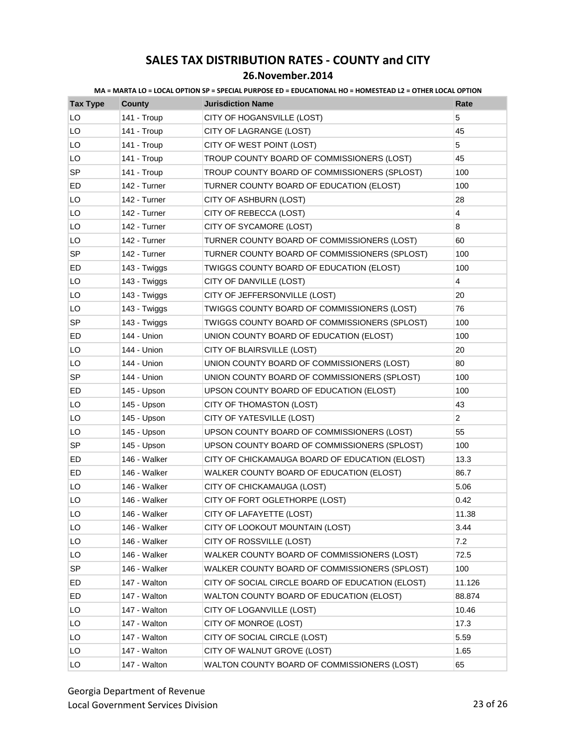# SALES TAX DISTRIBUTION RATES - COUNTY and CITY

## 26.November.2014

**MA = MARTA LO = LOCAL OPTION SP = SPECIAL PURPOSE ED = EDUCATIONAL HO = HOMESTEAD L2 = OTHER LOCAL OPTION**

| Tax Type | County | Jurisdiction Name | Rate |
|---|---|---|---|
| LO | 141 - Troup | CITY OF HOGANSVILLE (LOST) | 5 |
| LO | 141 - Troup | CITY OF LAGRANGE (LOST) | 45 |
| LO | 141 - Troup | CITY OF WEST POINT (LOST) | 5 |
| LO | 141 - Troup | TROUP COUNTY BOARD OF COMMISSIONERS (LOST) | 45 |
| SP | 141 - Troup | TROUP COUNTY BOARD OF COMMISSIONERS (SPLOST) | 100 |
| ED | 142 - Turner | TURNER COUNTY BOARD OF EDUCATION (ELOST) | 100 |
| LO | 142 - Turner | CITY OF ASHBURN (LOST) | 28 |
| LO | 142 - Turner | CITY OF REBECCA (LOST) | 4 |
| LO | 142 - Turner | CITY OF SYCAMORE (LOST) | 8 |
| LO | 142 - Turner | TURNER COUNTY BOARD OF COMMISSIONERS (LOST) | 60 |
| SP | 142 - Turner | TURNER COUNTY BOARD OF COMMISSIONERS (SPLOST) | 100 |
| ED | 143 - Twiggs | TWIGGS COUNTY BOARD OF EDUCATION (ELOST) | 100 |
| LO | 143 - Twiggs | CITY OF DANVILLE (LOST) | 4 |
| LO | 143 - Twiggs | CITY OF JEFFERSONVILLE (LOST) | 20 |
| LO | 143 - Twiggs | TWIGGS COUNTY BOARD OF COMMISSIONERS (LOST) | 76 |
| SP | 143 - Twiggs | TWIGGS COUNTY BOARD OF COMMISSIONERS (SPLOST) | 100 |
| ED | 144 - Union | UNION COUNTY BOARD OF EDUCATION (ELOST) | 100 |
| LO | 144 - Union | CITY OF BLAIRSVILLE (LOST) | 20 |
| LO | 144 - Union | UNION COUNTY BOARD OF COMMISSIONERS (LOST) | 80 |
| SP | 144 - Union | UNION COUNTY BOARD OF COMMISSIONERS (SPLOST) | 100 |
| ED | 145 - Upson | UPSON COUNTY BOARD OF EDUCATION (ELOST) | 100 |
| LO | 145 - Upson | CITY OF THOMASTON (LOST) | 43 |
| LO | 145 - Upson | CITY OF YATESVILLE (LOST) | 2 |
| LO | 145 - Upson | UPSON COUNTY BOARD OF COMMISSIONERS (LOST) | 55 |
| SP | 145 - Upson | UPSON COUNTY BOARD OF COMMISSIONERS (SPLOST) | 100 |
| ED | 146 - Walker | CITY OF CHICKAMAUGA BOARD OF EDUCATION (ELOST) | 13.3 |
| ED | 146 - Walker | WALKER COUNTY BOARD OF EDUCATION (ELOST) | 86.7 |
| LO | 146 - Walker | CITY OF CHICKAMAUGA (LOST) | 5.06 |
| LO | 146 - Walker | CITY OF FORT OGLETHORPE (LOST) | 0.42 |
| LO | 146 - Walker | CITY OF LAFAYETTE (LOST) | 11.38 |
| LO | 146 - Walker | CITY OF LOOKOUT MOUNTAIN (LOST) | 3.44 |
| LO | 146 - Walker | CITY OF ROSSVILLE (LOST) | 7.2 |
| LO | 146 - Walker | WALKER COUNTY BOARD OF COMMISSIONERS (LOST) | 72.5 |
| SP | 146 - Walker | WALKER COUNTY BOARD OF COMMISSIONERS (SPLOST) | 100 |
| ED | 147 - Walton | CITY OF SOCIAL CIRCLE BOARD OF EDUCATION (ELOST) | 11.126 |
| ED | 147 - Walton | WALTON COUNTY BOARD OF EDUCATION (ELOST) | 88.874 |
| LO | 147 - Walton | CITY OF LOGANVILLE (LOST) | 10.46 |
| LO | 147 - Walton | CITY OF MONROE (LOST) | 17.3 |
| LO | 147 - Walton | CITY OF SOCIAL CIRCLE (LOST) | 5.59 |
| LO | 147 - Walton | CITY OF WALNUT GROVE (LOST) | 1.65 |
| LO | 147 - Walton | WALTON COUNTY BOARD OF COMMISSIONERS (LOST) | 65 |

Georgia Department of Revenue
Local Government Services Division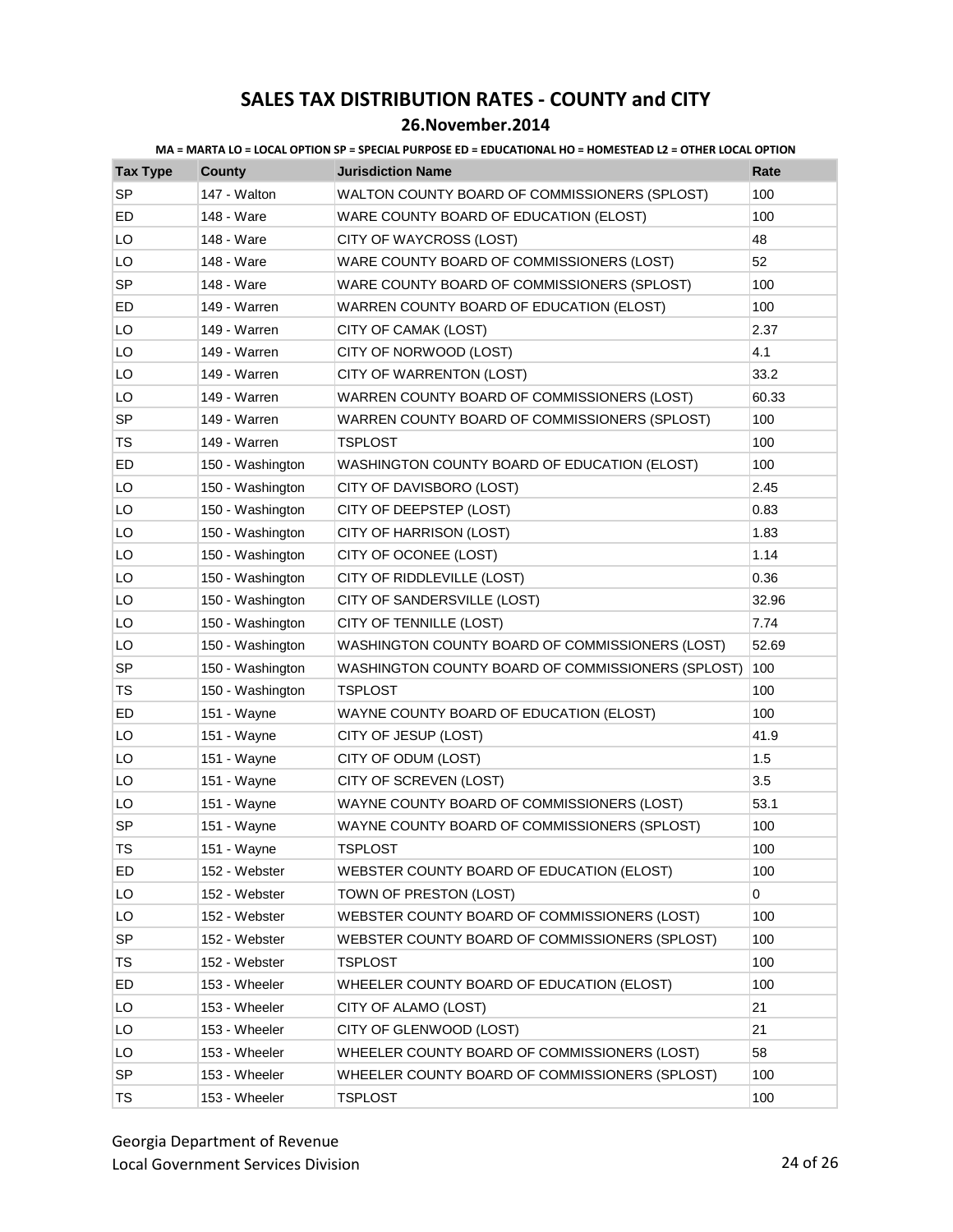# SALES TAX DISTRIBUTION RATES - COUNTY and CITY

## 26.November.2014

**MA = MARTA LO = LOCAL OPTION SP = SPECIAL PURPOSE ED = EDUCATIONAL HO = HOMESTEAD L2 = OTHER LOCAL OPTION**

| Tax Type | County | Jurisdiction Name | Rate |
|---|---|---|---|
| SP | 147 - Walton | WALTON COUNTY BOARD OF COMMISSIONERS (SPLOST) | 100 |
| ED | 148 - Ware | WARE COUNTY BOARD OF EDUCATION (ELOST) | 100 |
| LO | 148 - Ware | CITY OF WAYCROSS (LOST) | 48 |
| LO | 148 - Ware | WARE COUNTY BOARD OF COMMISSIONERS (LOST) | 52 |
| SP | 148 - Ware | WARE COUNTY BOARD OF COMMISSIONERS (SPLOST) | 100 |
| ED | 149 - Warren | WARREN COUNTY BOARD OF EDUCATION (ELOST) | 100 |
| LO | 149 - Warren | CITY OF CAMAK (LOST) | 2.37 |
| LO | 149 - Warren | CITY OF NORWOOD (LOST) | 4.1 |
| LO | 149 - Warren | CITY OF WARRENTON (LOST) | 33.2 |
| LO | 149 - Warren | WARREN COUNTY BOARD OF COMMISSIONERS (LOST) | 60.33 |
| SP | 149 - Warren | WARREN COUNTY BOARD OF COMMISSIONERS (SPLOST) | 100 |
| TS | 149 - Warren | TSPLOST | 100 |
| ED | 150 - Washington | WASHINGTON COUNTY BOARD OF EDUCATION (ELOST) | 100 |
| LO | 150 - Washington | CITY OF DAVISBORO (LOST) | 2.45 |
| LO | 150 - Washington | CITY OF DEEPSTEP (LOST) | 0.83 |
| LO | 150 - Washington | CITY OF HARRISON (LOST) | 1.83 |
| LO | 150 - Washington | CITY OF OCONEE (LOST) | 1.14 |
| LO | 150 - Washington | CITY OF RIDDLEVILLE (LOST) | 0.36 |
| LO | 150 - Washington | CITY OF SANDERSVILLE (LOST) | 32.96 |
| LO | 150 - Washington | CITY OF TENNILLE (LOST) | 7.74 |
| LO | 150 - Washington | WASHINGTON COUNTY BOARD OF COMMISSIONERS (LOST) | 52.69 |
| SP | 150 - Washington | WASHINGTON COUNTY BOARD OF COMMISSIONERS (SPLOST) | 100 |
| TS | 150 - Washington | TSPLOST | 100 |
| ED | 151 - Wayne | WAYNE COUNTY BOARD OF EDUCATION (ELOST) | 100 |
| LO | 151 - Wayne | CITY OF JESUP (LOST) | 41.9 |
| LO | 151 - Wayne | CITY OF ODUM (LOST) | 1.5 |
| LO | 151 - Wayne | CITY OF SCREVEN (LOST) | 3.5 |
| LO | 151 - Wayne | WAYNE COUNTY BOARD OF COMMISSIONERS (LOST) | 53.1 |
| SP | 151 - Wayne | WAYNE COUNTY BOARD OF COMMISSIONERS (SPLOST) | 100 |
| TS | 151 - Wayne | TSPLOST | 100 |
| ED | 152 - Webster | WEBSTER COUNTY BOARD OF EDUCATION (ELOST) | 100 |
| LO | 152 - Webster | TOWN OF PRESTON (LOST) | 0 |
| LO | 152 - Webster | WEBSTER COUNTY BOARD OF COMMISSIONERS (LOST) | 100 |
| SP | 152 - Webster | WEBSTER COUNTY BOARD OF COMMISSIONERS (SPLOST) | 100 |
| TS | 152 - Webster | TSPLOST | 100 |
| ED | 153 - Wheeler | WHEELER COUNTY BOARD OF EDUCATION (ELOST) | 100 |
| LO | 153 - Wheeler | CITY OF ALAMO (LOST) | 21 |
| LO | 153 - Wheeler | CITY OF GLENWOOD (LOST) | 21 |
| LO | 153 - Wheeler | WHEELER COUNTY BOARD OF COMMISSIONERS (LOST) | 58 |
| SP | 153 - Wheeler | WHEELER COUNTY BOARD OF COMMISSIONERS (SPLOST) | 100 |
| TS | 153 - Wheeler | TSPLOST | 100 |

Georgia Department of Revenue
Local Government Services Division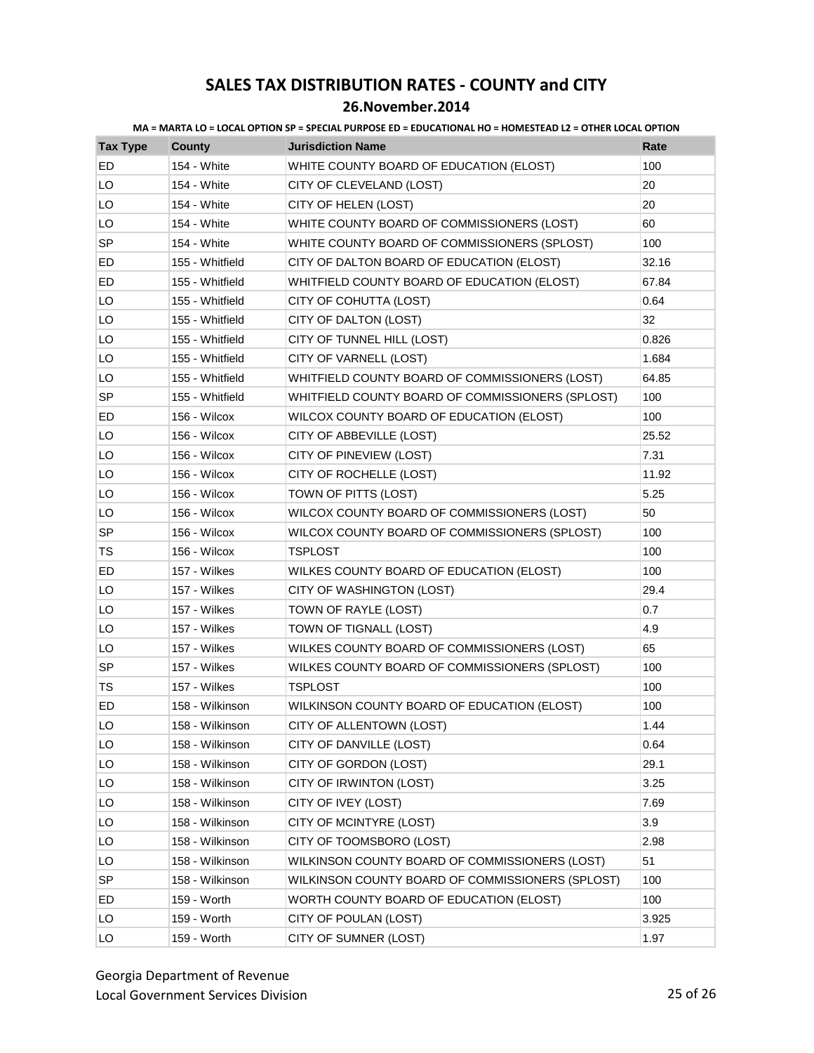# SALES TAX DISTRIBUTION RATES - COUNTY and CITY

## 26.November.2014

**MA = MARTA LO = LOCAL OPTION SP = SPECIAL PURPOSE ED = EDUCATIONAL HO = HOMESTEAD L2 = OTHER LOCAL OPTION**

| Tax Type | County | Jurisdiction Name | Rate |
|---|---|---|---|
| ED | 154 - White | WHITE COUNTY BOARD OF EDUCATION (ELOST) | 100 |
| LO | 154 - White | CITY OF CLEVELAND (LOST) | 20 |
| LO | 154 - White | CITY OF HELEN (LOST) | 20 |
| LO | 154 - White | WHITE COUNTY BOARD OF COMMISSIONERS (LOST) | 60 |
| SP | 154 - White | WHITE COUNTY BOARD OF COMMISSIONERS (SPLOST) | 100 |
| ED | 155 - Whitfield | CITY OF DALTON BOARD OF EDUCATION (ELOST) | 32.16 |
| ED | 155 - Whitfield | WHITFIELD COUNTY BOARD OF EDUCATION (ELOST) | 67.84 |
| LO | 155 - Whitfield | CITY OF COHUTTA (LOST) | 0.64 |
| LO | 155 - Whitfield | CITY OF DALTON (LOST) | 32 |
| LO | 155 - Whitfield | CITY OF TUNNEL HILL (LOST) | 0.826 |
| LO | 155 - Whitfield | CITY OF VARNELL (LOST) | 1.684 |
| LO | 155 - Whitfield | WHITFIELD COUNTY BOARD OF COMMISSIONERS (LOST) | 64.85 |
| SP | 155 - Whitfield | WHITFIELD COUNTY BOARD OF COMMISSIONERS (SPLOST) | 100 |
| ED | 156 - Wilcox | WILCOX COUNTY BOARD OF EDUCATION (ELOST) | 100 |
| LO | 156 - Wilcox | CITY OF ABBEVILLE (LOST) | 25.52 |
| LO | 156 - Wilcox | CITY OF PINEVIEW (LOST) | 7.31 |
| LO | 156 - Wilcox | CITY OF ROCHELLE (LOST) | 11.92 |
| LO | 156 - Wilcox | TOWN OF PITTS (LOST) | 5.25 |
| LO | 156 - Wilcox | WILCOX COUNTY BOARD OF COMMISSIONERS (LOST) | 50 |
| SP | 156 - Wilcox | WILCOX COUNTY BOARD OF COMMISSIONERS (SPLOST) | 100 |
| TS | 156 - Wilcox | TSPLOST | 100 |
| ED | 157 - Wilkes | WILKES COUNTY BOARD OF EDUCATION (ELOST) | 100 |
| LO | 157 - Wilkes | CITY OF WASHINGTON (LOST) | 29.4 |
| LO | 157 - Wilkes | TOWN OF RAYLE (LOST) | 0.7 |
| LO | 157 - Wilkes | TOWN OF TIGNALL (LOST) | 4.9 |
| LO | 157 - Wilkes | WILKES COUNTY BOARD OF COMMISSIONERS (LOST) | 65 |
| SP | 157 - Wilkes | WILKES COUNTY BOARD OF COMMISSIONERS (SPLOST) | 100 |
| TS | 157 - Wilkes | TSPLOST | 100 |
| ED | 158 - Wilkinson | WILKINSON COUNTY BOARD OF EDUCATION (ELOST) | 100 |
| LO | 158 - Wilkinson | CITY OF ALLENTOWN (LOST) | 1.44 |
| LO | 158 - Wilkinson | CITY OF DANVILLE (LOST) | 0.64 |
| LO | 158 - Wilkinson | CITY OF GORDON (LOST) | 29.1 |
| LO | 158 - Wilkinson | CITY OF IRWINTON (LOST) | 3.25 |
| LO | 158 - Wilkinson | CITY OF IVEY (LOST) | 7.69 |
| LO | 158 - Wilkinson | CITY OF MCINTYRE (LOST) | 3.9 |
| LO | 158 - Wilkinson | CITY OF TOOMSBORO (LOST) | 2.98 |
| LO | 158 - Wilkinson | WILKINSON COUNTY BOARD OF COMMISSIONERS (LOST) | 51 |
| SP | 158 - Wilkinson | WILKINSON COUNTY BOARD OF COMMISSIONERS (SPLOST) | 100 |
| ED | 159 - Worth | WORTH COUNTY BOARD OF EDUCATION (ELOST) | 100 |
| LO | 159 - Worth | CITY OF POULAN (LOST) | 3.925 |
| LO | 159 - Worth | CITY OF SUMNER (LOST) | 1.97 |

Georgia Department of Revenue
Local Government Services Division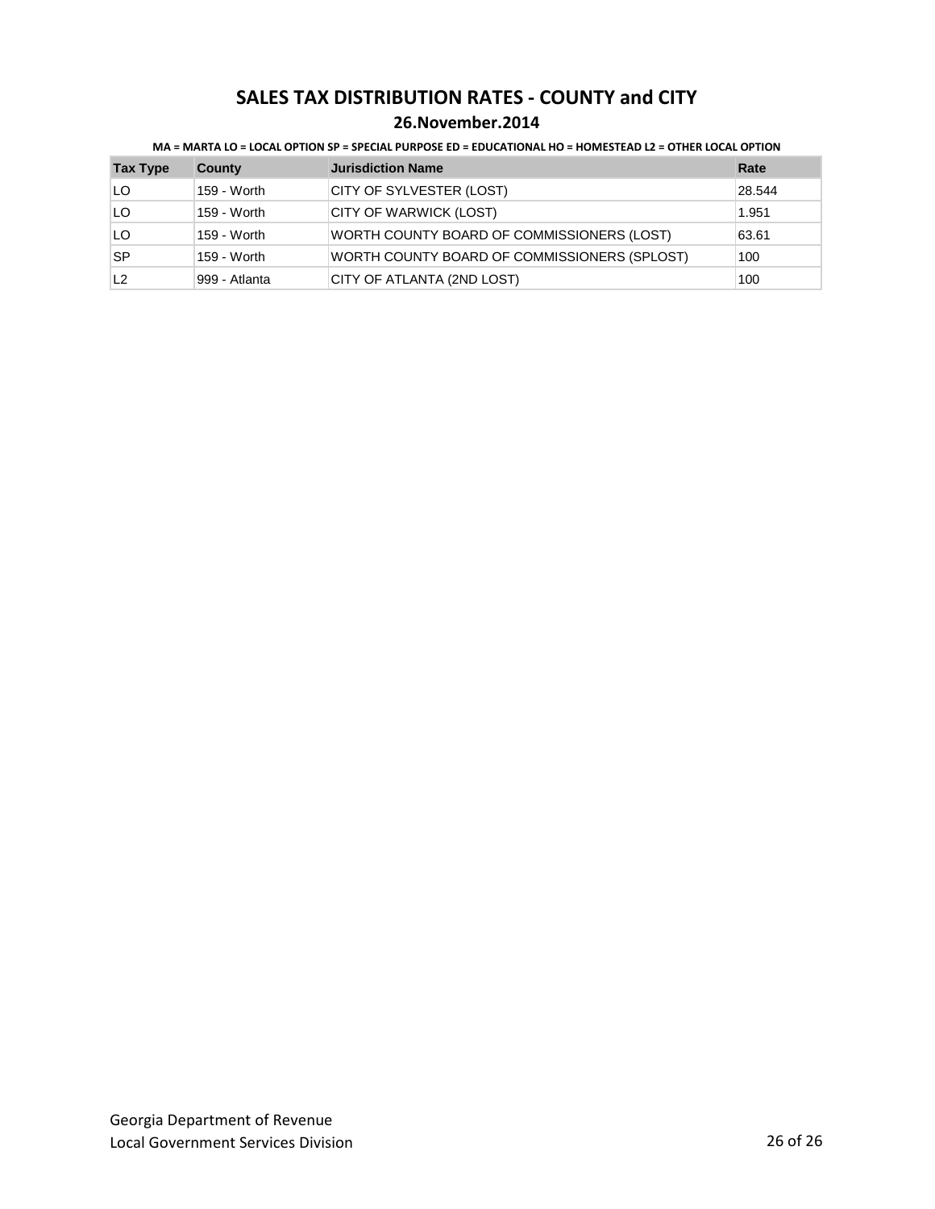# SALES TAX DISTRIBUTION RATES - COUNTY and CITY

## 26.November.2014

**MA = MARTA LO = LOCAL OPTION SP = SPECIAL PURPOSE ED = EDUCATIONAL HO = HOMESTEAD L2 = OTHER LOCAL OPTION**

| Tax Type | County | Jurisdiction Name | Rate |
|---|---|---|---|
| LO | 159 - Worth | CITY OF SYLVESTER (LOST) | 28.544 |
| LO | 159 - Worth | CITY OF WARWICK (LOST) | 1.951 |
| LO | 159 - Worth | WORTH COUNTY BOARD OF COMMISSIONERS (LOST) | 63.61 |
| SP | 159 - Worth | WORTH COUNTY BOARD OF COMMISSIONERS (SPLOST) | 100 |
| L2 | 999 - Atlanta | CITY OF ATLANTA (2ND LOST) | 100 |

Georgia Department of Revenue
Local Government Services Division